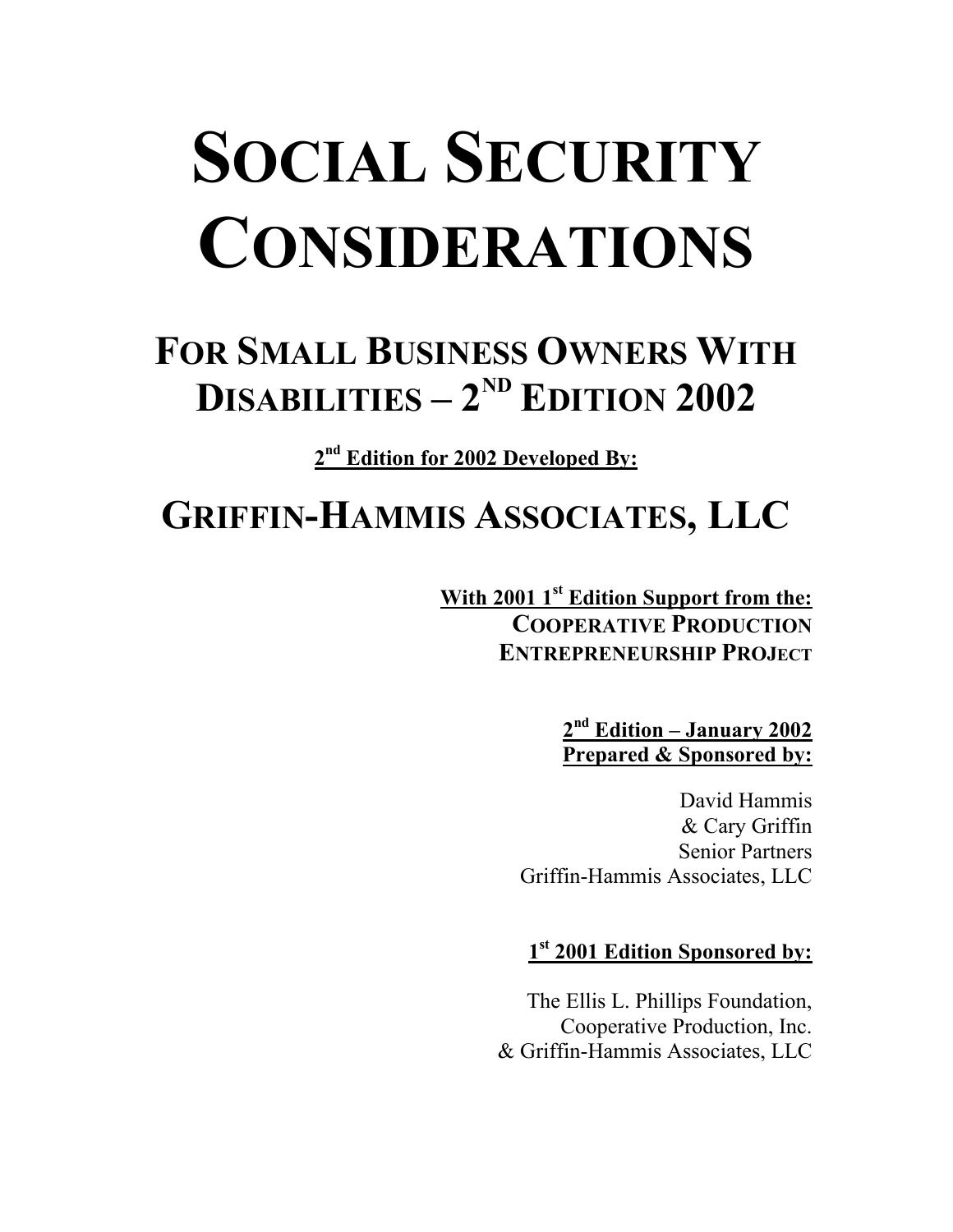# SOCIAL SECURITY CONSIDERATIONS

## FOR SMALL BUSINESS OWNERS WITH DISABILITIES – 2ND EDITION 2002

**2nd Edition for 2002 Developed By:**

## GRIFFIN-HAMMIS ASSOCIATES, LLC

**With 2001 1st Edition Support from the:**
**COOPERATIVE PRODUCTION ENTREPRENEURSHIP PROJECT**

**2nd Edition – January 2002**
**Prepared & Sponsored by:**

David Hammis
& Cary Griffin
Senior Partners
Griffin-Hammis Associates, LLC

**1st 2001 Edition Sponsored by:**

The Ellis L. Phillips Foundation,
Cooperative Production, Inc.
& Griffin-Hammis Associates, LLC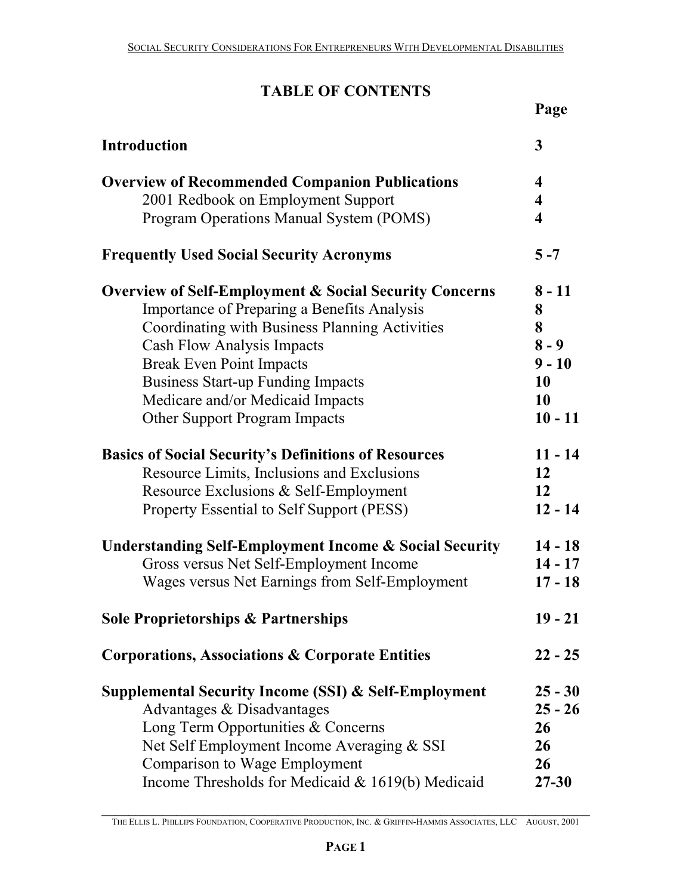# TABLE OF CONTENTS

| | Page |
|---|---|
| **Introduction** | **3** |
| **Overview of Recommended Companion Publications** | **4** |
| 2001 Redbook on Employment Support | **4** |
| Program Operations Manual System (POMS) | **4** |
| **Frequently Used Social Security Acronyms** | **5 -7** |
| **Overview of Self-Employment & Social Security Concerns** | **8 - 11** |
| Importance of Preparing a Benefits Analysis | **8** |
| Coordinating with Business Planning Activities | **8** |
| Cash Flow Analysis Impacts | **8 - 9** |
| Break Even Point Impacts | **9 - 10** |
| Business Start-up Funding Impacts | **10** |
| Medicare and/or Medicaid Impacts | **10** |
| Other Support Program Impacts | **10 - 11** |
| **Basics of Social Security's Definitions of Resources** | **11 - 14** |
| Resource Limits, Inclusions and Exclusions | **12** |
| Resource Exclusions & Self-Employment | **12** |
| Property Essential to Self Support (PESS) | **12 - 14** |
| **Understanding Self-Employment Income & Social Security** | **14 - 18** |
| Gross versus Net Self-Employment Income | **14 - 17** |
| Wages versus Net Earnings from Self-Employment | **17 - 18** |
| **Sole Proprietorships & Partnerships** | **19 - 21** |
| **Corporations, Associations & Corporate Entities** | **22 - 25** |
| **Supplemental Security Income (SSI) & Self-Employment** | **25 - 30** |
| Advantages & Disadvantages | **25 - 26** |
| Long Term Opportunities & Concerns | **26** |
| Net Self Employment Income Averaging & SSI | **26** |
| Comparison to Wage Employment | **26** |
| Income Thresholds for Medicaid & 1619(b) Medicaid | **27-30** |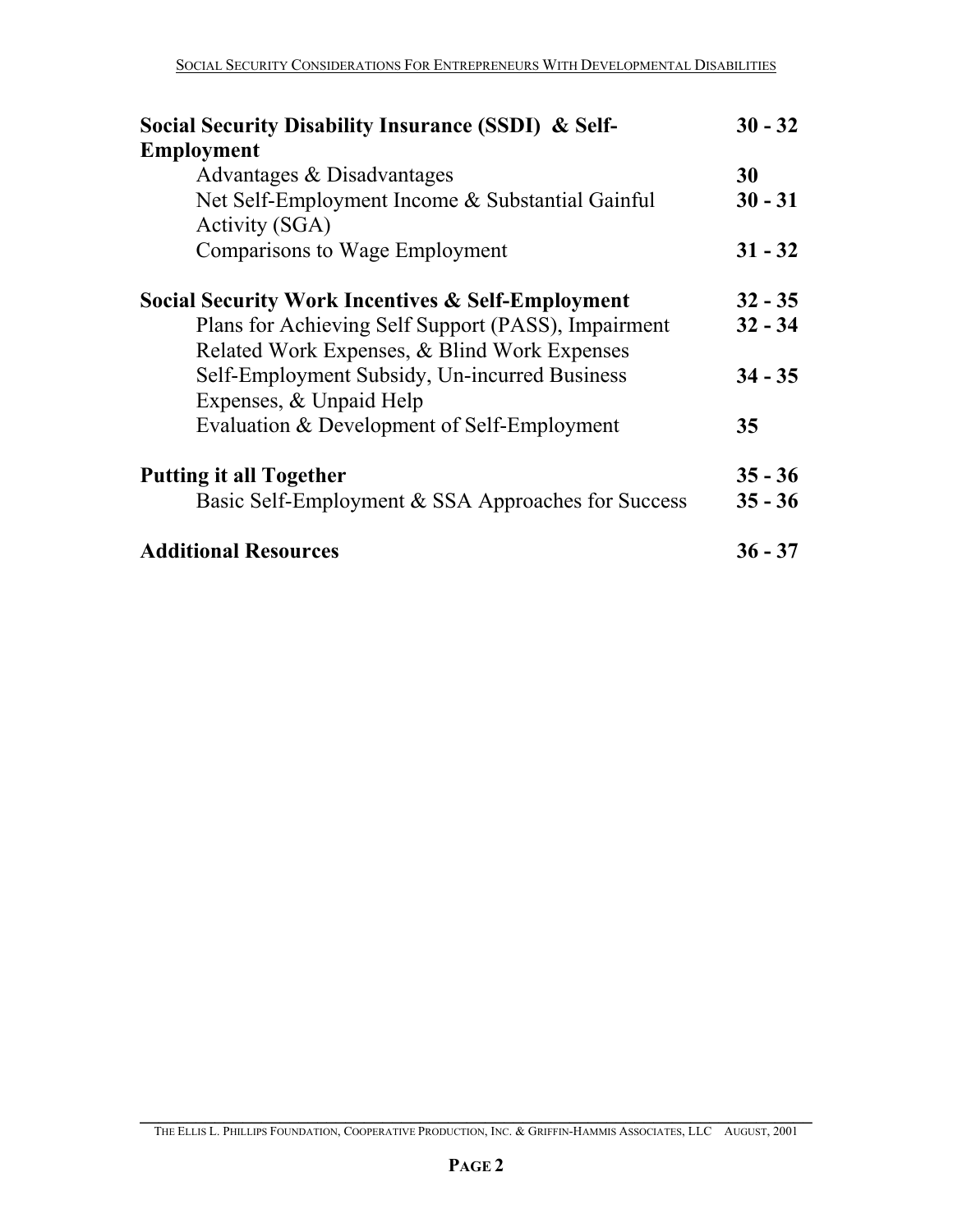| | |
|---|---|
| **Social Security Disability Insurance (SSDI) & Self-Employment** | **30 - 32** |
| Advantages & Disadvantages | **30** |
| Net Self-Employment Income & Substantial Gainful Activity (SGA) | **30 - 31** |
| Comparisons to Wage Employment | **31 - 32** |
| **Social Security Work Incentives & Self-Employment** | **32 - 35** |
| Plans for Achieving Self Support (PASS), Impairment Related Work Expenses, & Blind Work Expenses | **32 - 34** |
| Self-Employment Subsidy, Un-incurred Business Expenses, & Unpaid Help | **34 - 35** |
| Evaluation & Development of Self-Employment | **35** |
| **Putting it all Together** | **35 - 36** |
| Basic Self-Employment & SSA Approaches for Success | **35 - 36** |
| **Additional Resources** | **36 - 37** |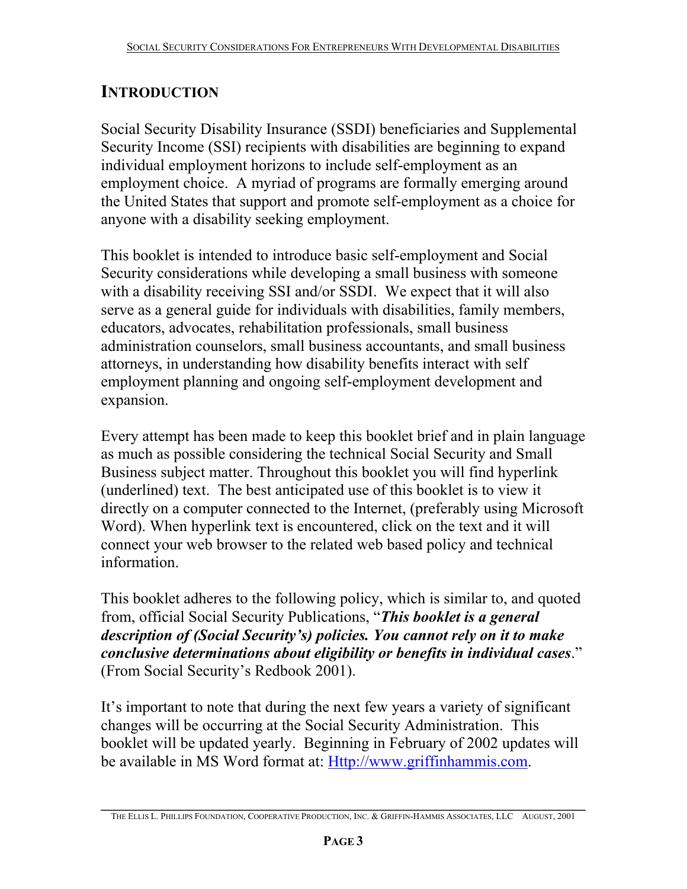## INTRODUCTION

Social Security Disability Insurance (SSDI) beneficiaries and Supplemental Security Income (SSI) recipients with disabilities are beginning to expand individual employment horizons to include self-employment as an employment choice. A myriad of programs are formally emerging around the United States that support and promote self-employment as a choice for anyone with a disability seeking employment.

This booklet is intended to introduce basic self-employment and Social Security considerations while developing a small business with someone with a disability receiving SSI and/or SSDI. We expect that it will also serve as a general guide for individuals with disabilities, family members, educators, advocates, rehabilitation professionals, small business administration counselors, small business accountants, and small business attorneys, in understanding how disability benefits interact with self employment planning and ongoing self-employment development and expansion.

Every attempt has been made to keep this booklet brief and in plain language as much as possible considering the technical Social Security and Small Business subject matter. Throughout this booklet you will find hyperlink (underlined) text. The best anticipated use of this booklet is to view it directly on a computer connected to the Internet, (preferably using Microsoft Word). When hyperlink text is encountered, click on the text and it will connect your web browser to the related web based policy and technical information.

This booklet adheres to the following policy, which is similar to, and quoted from, official Social Security Publications, "***This booklet is a general description of (Social Security's) policies. You cannot rely on it to make conclusive determinations about eligibility or benefits in individual cases***." (From Social Security's Redbook 2001).

It's important to note that during the next few years a variety of significant changes will be occurring at the Social Security Administration. This booklet will be updated yearly. Beginning in February of 2002 updates will be available in MS Word format at: [Http://www.griffinhammis.com](Http://www.griffinhammis.com).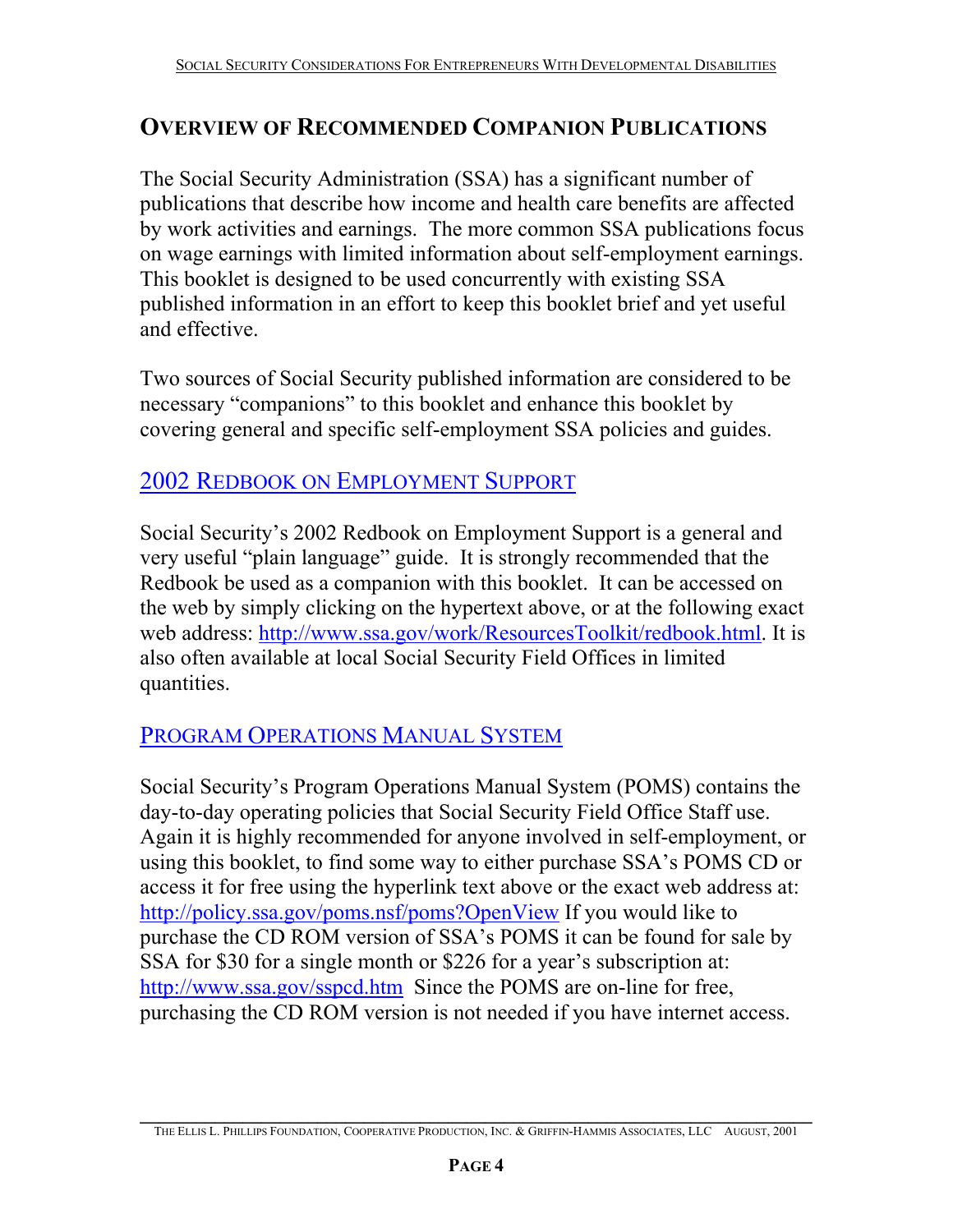## Overview of Recommended Companion Publications

The Social Security Administration (SSA) has a significant number of publications that describe how income and health care benefits are affected by work activities and earnings. The more common SSA publications focus on wage earnings with limited information about self-employment earnings. This booklet is designed to be used concurrently with existing SSA published information in an effort to keep this booklet brief and yet useful and effective.

Two sources of Social Security published information are considered to be necessary "companions" to this booklet and enhance this booklet by covering general and specific self-employment SSA policies and guides.

### 2002 Redbook on Employment Support

Social Security's 2002 Redbook on Employment Support is a general and very useful "plain language" guide. It is strongly recommended that the Redbook be used as a companion with this booklet. It can be accessed on the web by simply clicking on the hypertext above, or at the following exact web address: http://www.ssa.gov/work/ResourcesToolkit/redbook.html. It is also often available at local Social Security Field Offices in limited quantities.

### Program Operations Manual System

Social Security's Program Operations Manual System (POMS) contains the day-to-day operating policies that Social Security Field Office Staff use. Again it is highly recommended for anyone involved in self-employment, or using this booklet, to find some way to either purchase SSA's POMS CD or access it for free using the hyperlink text above or the exact web address at: http://policy.ssa.gov/poms.nsf/poms?OpenView If you would like to purchase the CD ROM version of SSA's POMS it can be found for sale by SSA for $30 for a single month or $226 for a year's subscription at: http://www.ssa.gov/sspcd.htm Since the POMS are on-line for free, purchasing the CD ROM version is not needed if you have internet access.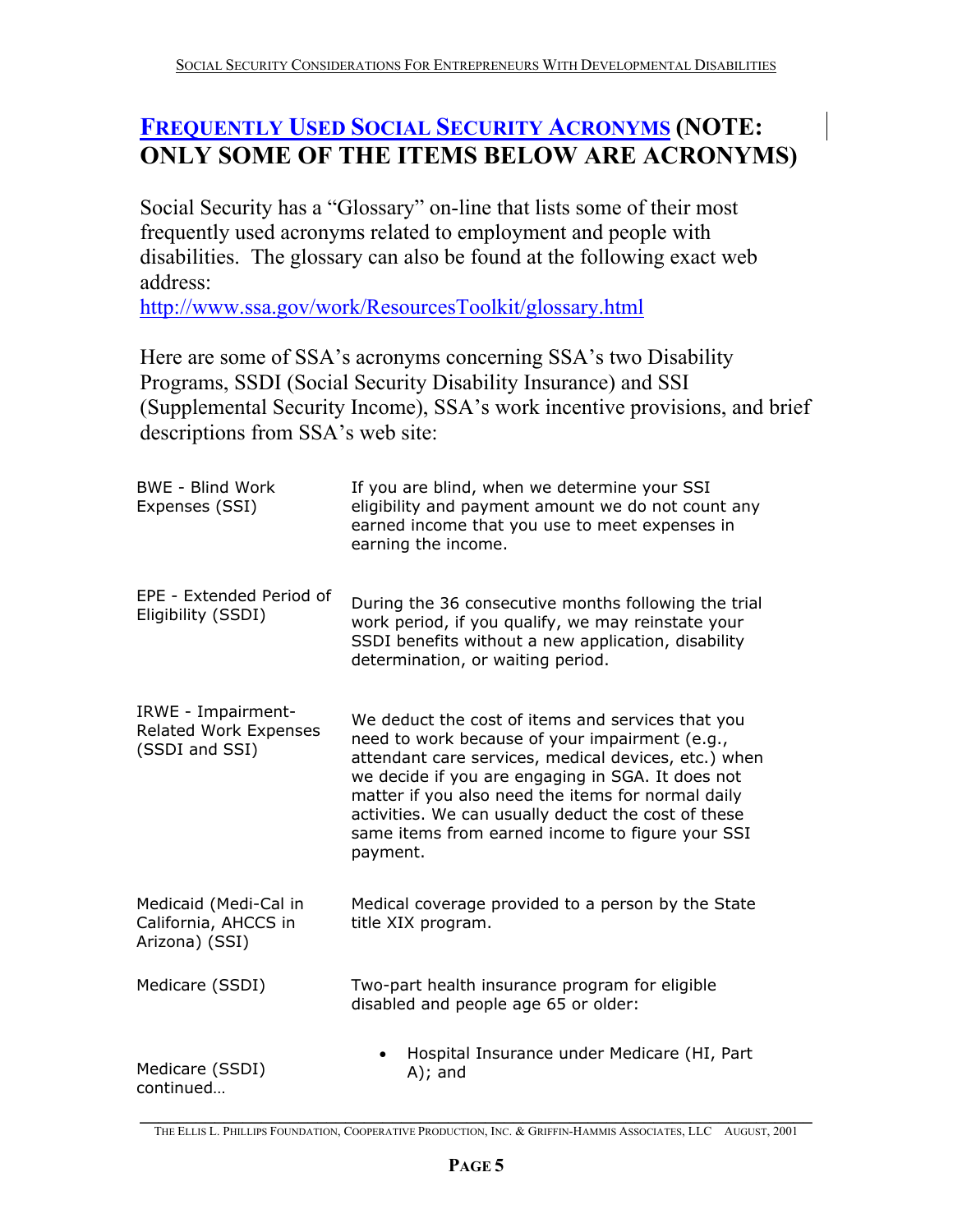## [Frequently Used Social Security Acronyms](http://www.ssa.gov/work/ResourcesToolkit/glossary.html) (NOTE: ONLY SOME OF THE ITEMS BELOW ARE ACRONYMS)

Social Security has a "Glossary" on-line that lists some of their most frequently used acronyms related to employment and people with disabilities. The glossary can also be found at the following exact web address:
http://www.ssa.gov/work/ResourcesToolkit/glossary.html

Here are some of SSA's acronyms concerning SSA's two Disability Programs, SSDI (Social Security Disability Insurance) and SSI (Supplemental Security Income), SSA's work incentive provisions, and brief descriptions from SSA's web site:

| | |
|---|---|
| BWE - Blind Work Expenses (SSI) | If you are blind, when we determine your SSI eligibility and payment amount we do not count any earned income that you use to meet expenses in earning the income. |
| EPE - Extended Period of Eligibility (SSDI) | During the 36 consecutive months following the trial work period, if you qualify, we may reinstate your SSDI benefits without a new application, disability determination, or waiting period. |
| IRWE - Impairment-Related Work Expenses (SSDI and SSI) | We deduct the cost of items and services that you need to work because of your impairment (e.g., attendant care services, medical devices, etc.) when we decide if you are engaging in SGA. It does not matter if you also need the items for normal daily activities. We can usually deduct the cost of these same items from earned income to figure your SSI payment. |
| Medicaid (Medi-Cal in California, AHCCS in Arizona) (SSI) | Medical coverage provided to a person by the State title XIX program. |
| Medicare (SSDI) | Two-part health insurance program for eligible disabled and people age 65 or older: |
| Medicare (SSDI) continued… | • Hospital Insurance under Medicare (HI, Part A); and |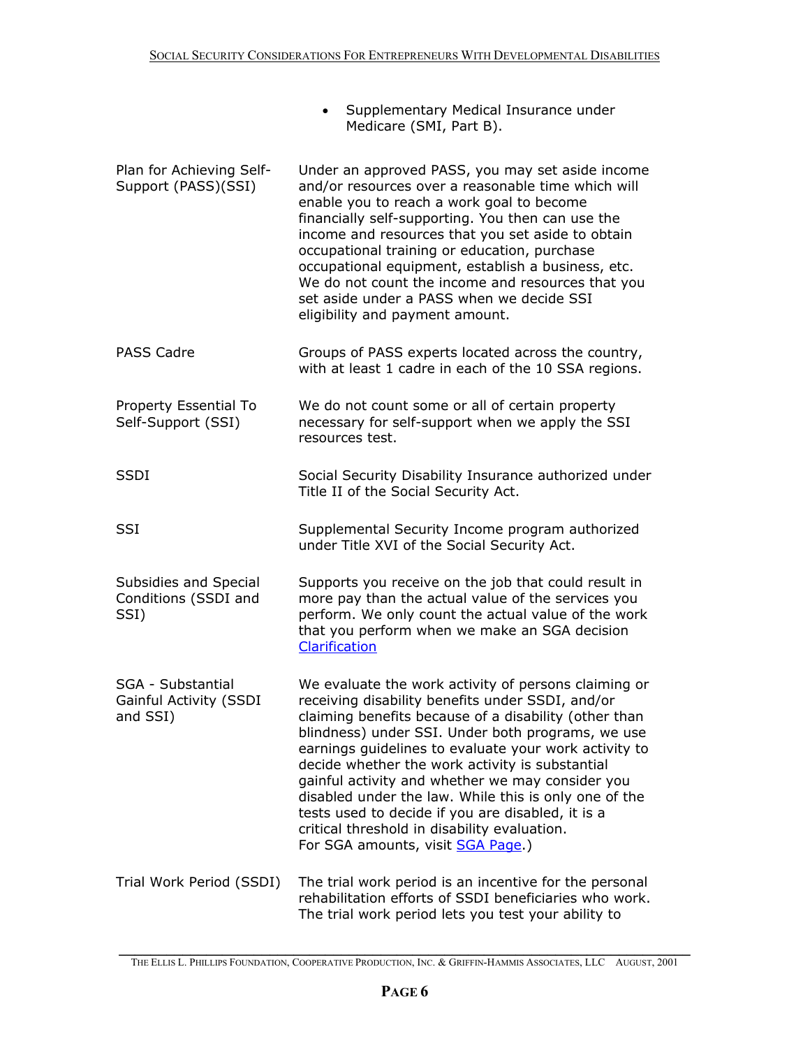| | |
|---|---|
| | • Supplementary Medical Insurance under Medicare (SMI, Part B). |
| Plan for Achieving Self-Support (PASS)(SSI) | Under an approved PASS, you may set aside income and/or resources over a reasonable time which will enable you to reach a work goal to become financially self-supporting. You then can use the income and resources that you set aside to obtain occupational training or education, purchase occupational equipment, establish a business, etc. We do not count the income and resources that you set aside under a PASS when we decide SSI eligibility and payment amount. |
| PASS Cadre | Groups of PASS experts located across the country, with at least 1 cadre in each of the 10 SSA regions. |
| Property Essential To Self-Support (SSI) | We do not count some or all of certain property necessary for self-support when we apply the SSI resources test. |
| SSDI | Social Security Disability Insurance authorized under Title II of the Social Security Act. |
| SSI | Supplemental Security Income program authorized under Title XVI of the Social Security Act. |
| Subsidies and Special Conditions (SSDI and SSI) | Supports you receive on the job that could result in more pay than the actual value of the services you perform. We only count the actual value of the work that you perform when we make an SGA decision Clarification |
| SGA - Substantial Gainful Activity (SSDI and SSI) | We evaluate the work activity of persons claiming or receiving disability benefits under SSDI, and/or claiming benefits because of a disability (other than blindness) under SSI. Under both programs, we use earnings guidelines to evaluate your work activity to decide whether the work activity is substantial gainful activity and whether we may consider you disabled under the law. While this is only one of the tests used to decide if you are disabled, it is a critical threshold in disability evaluation. For SGA amounts, visit SGA Page.) |
| Trial Work Period (SSDI) | The trial work period is an incentive for the personal rehabilitation efforts of SSDI beneficiaries who work. The trial work period lets you test your ability to |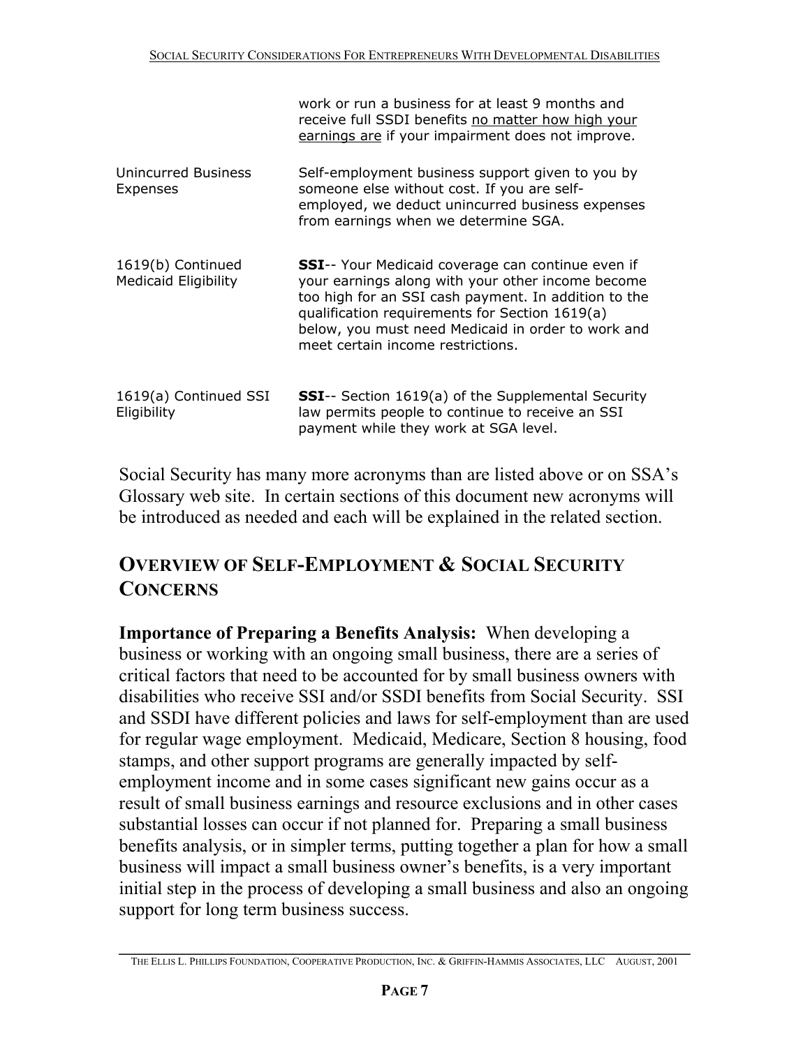| | |
|---|---|
| | work or run a business for at least 9 months and receive full SSDI benefits no matter how high your earnings are if your impairment does not improve. |
| Unincurred Business Expenses | Self-employment business support given to you by someone else without cost. If you are self-employed, we deduct unincurred business expenses from earnings when we determine SGA. |
| 1619(b) Continued Medicaid Eligibility | **SSI**-- Your Medicaid coverage can continue even if your earnings along with your other income become too high for an SSI cash payment. In addition to the qualification requirements for Section 1619(a) below, you must need Medicaid in order to work and meet certain income restrictions. |
| 1619(a) Continued SSI Eligibility | **SSI**-- Section 1619(a) of the Supplemental Security law permits people to continue to receive an SSI payment while they work at SGA level. |

Social Security has many more acronyms than are listed above or on SSA's Glossary web site. In certain sections of this document new acronyms will be introduced as needed and each will be explained in the related section.

## OVERVIEW OF SELF-EMPLOYMENT & SOCIAL SECURITY CONCERNS

**Importance of Preparing a Benefits Analysis:** When developing a business or working with an ongoing small business, there are a series of critical factors that need to be accounted for by small business owners with disabilities who receive SSI and/or SSDI benefits from Social Security. SSI and SSDI have different policies and laws for self-employment than are used for regular wage employment. Medicaid, Medicare, Section 8 housing, food stamps, and other support programs are generally impacted by self-employment income and in some cases significant new gains occur as a result of small business earnings and resource exclusions and in other cases substantial losses can occur if not planned for. Preparing a small business benefits analysis, or in simpler terms, putting together a plan for how a small business will impact a small business owner's benefits, is a very important initial step in the process of developing a small business and also an ongoing support for long term business success.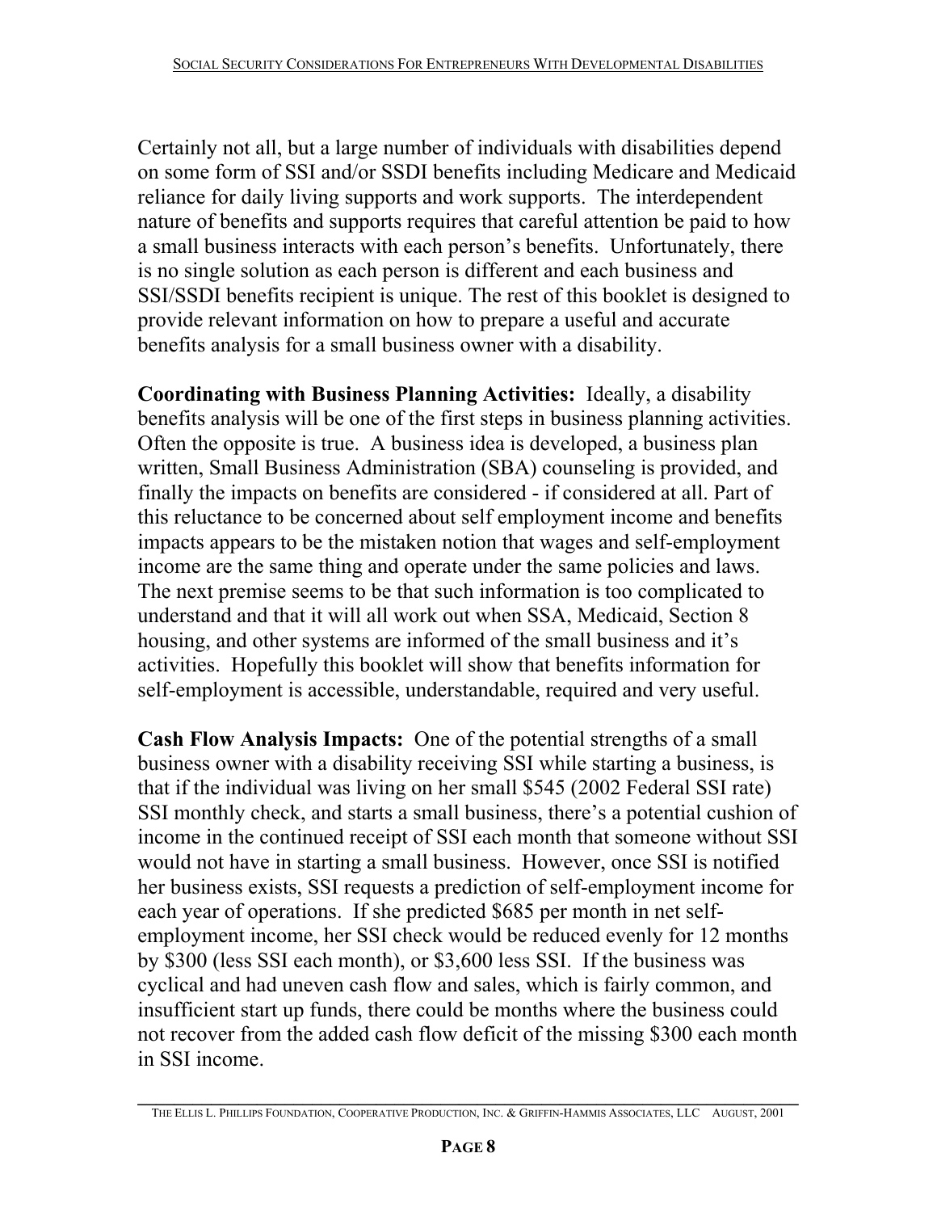Certainly not all, but a large number of individuals with disabilities depend on some form of SSI and/or SSDI benefits including Medicare and Medicaid reliance for daily living supports and work supports. The interdependent nature of benefits and supports requires that careful attention be paid to how a small business interacts with each person's benefits. Unfortunately, there is no single solution as each person is different and each business and SSI/SSDI benefits recipient is unique. The rest of this booklet is designed to provide relevant information on how to prepare a useful and accurate benefits analysis for a small business owner with a disability.

**Coordinating with Business Planning Activities:** Ideally, a disability benefits analysis will be one of the first steps in business planning activities. Often the opposite is true. A business idea is developed, a business plan written, Small Business Administration (SBA) counseling is provided, and finally the impacts on benefits are considered - if considered at all. Part of this reluctance to be concerned about self employment income and benefits impacts appears to be the mistaken notion that wages and self-employment income are the same thing and operate under the same policies and laws. The next premise seems to be that such information is too complicated to understand and that it will all work out when SSA, Medicaid, Section 8 housing, and other systems are informed of the small business and it's activities. Hopefully this booklet will show that benefits information for self-employment is accessible, understandable, required and very useful.

**Cash Flow Analysis Impacts:** One of the potential strengths of a small business owner with a disability receiving SSI while starting a business, is that if the individual was living on her small $545 (2002 Federal SSI rate) SSI monthly check, and starts a small business, there's a potential cushion of income in the continued receipt of SSI each month that someone without SSI would not have in starting a small business. However, once SSI is notified her business exists, SSI requests a prediction of self-employment income for each year of operations. If she predicted $685 per month in net self-employment income, her SSI check would be reduced evenly for 12 months by $300 (less SSI each month), or $3,600 less SSI. If the business was cyclical and had uneven cash flow and sales, which is fairly common, and insufficient start up funds, there could be months where the business could not recover from the added cash flow deficit of the missing $300 each month in SSI income.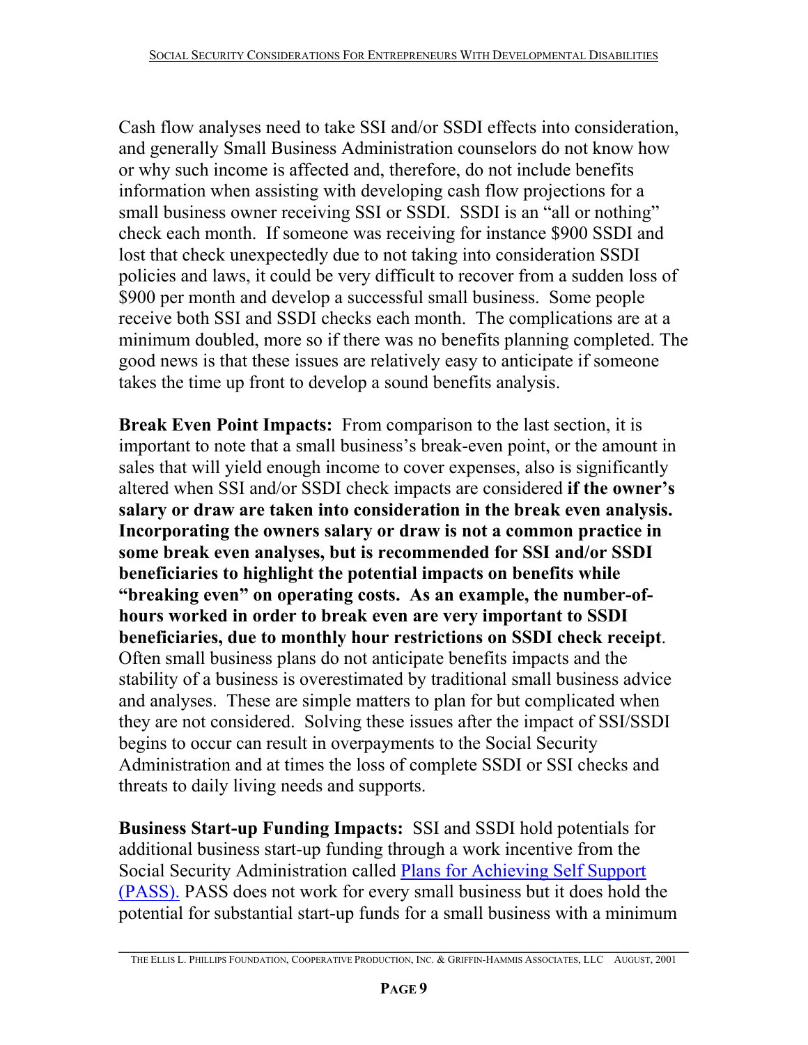Cash flow analyses need to take SSI and/or SSDI effects into consideration, and generally Small Business Administration counselors do not know how or why such income is affected and, therefore, do not include benefits information when assisting with developing cash flow projections for a small business owner receiving SSI or SSDI. SSDI is an "all or nothing" check each month. If someone was receiving for instance $900 SSDI and lost that check unexpectedly due to not taking into consideration SSDI policies and laws, it could be very difficult to recover from a sudden loss of $900 per month and develop a successful small business. Some people receive both SSI and SSDI checks each month. The complications are at a minimum doubled, more so if there was no benefits planning completed. The good news is that these issues are relatively easy to anticipate if someone takes the time up front to develop a sound benefits analysis.

**Break Even Point Impacts:** From comparison to the last section, it is important to note that a small business's break-even point, or the amount in sales that will yield enough income to cover expenses, also is significantly altered when SSI and/or SSDI check impacts are considered **if the owner's salary or draw are taken into consideration in the break even analysis. Incorporating the owners salary or draw is not a common practice in some break even analyses, but is recommended for SSI and/or SSDI beneficiaries to highlight the potential impacts on benefits while "breaking even" on operating costs. As an example, the number-of-hours worked in order to break even are very important to SSDI beneficiaries, due to monthly hour restrictions on SSDI check receipt**. Often small business plans do not anticipate benefits impacts and the stability of a business is overestimated by traditional small business advice and analyses. These are simple matters to plan for but complicated when they are not considered. Solving these issues after the impact of SSI/SSDI begins to occur can result in overpayments to the Social Security Administration and at times the loss of complete SSDI or SSI checks and threats to daily living needs and supports.

**Business Start-up Funding Impacts:** SSI and SSDI hold potentials for additional business start-up funding through a work incentive from the Social Security Administration called [Plans for Achieving Self Support (PASS).](#) PASS does not work for every small business but it does hold the potential for substantial start-up funds for a small business with a minimum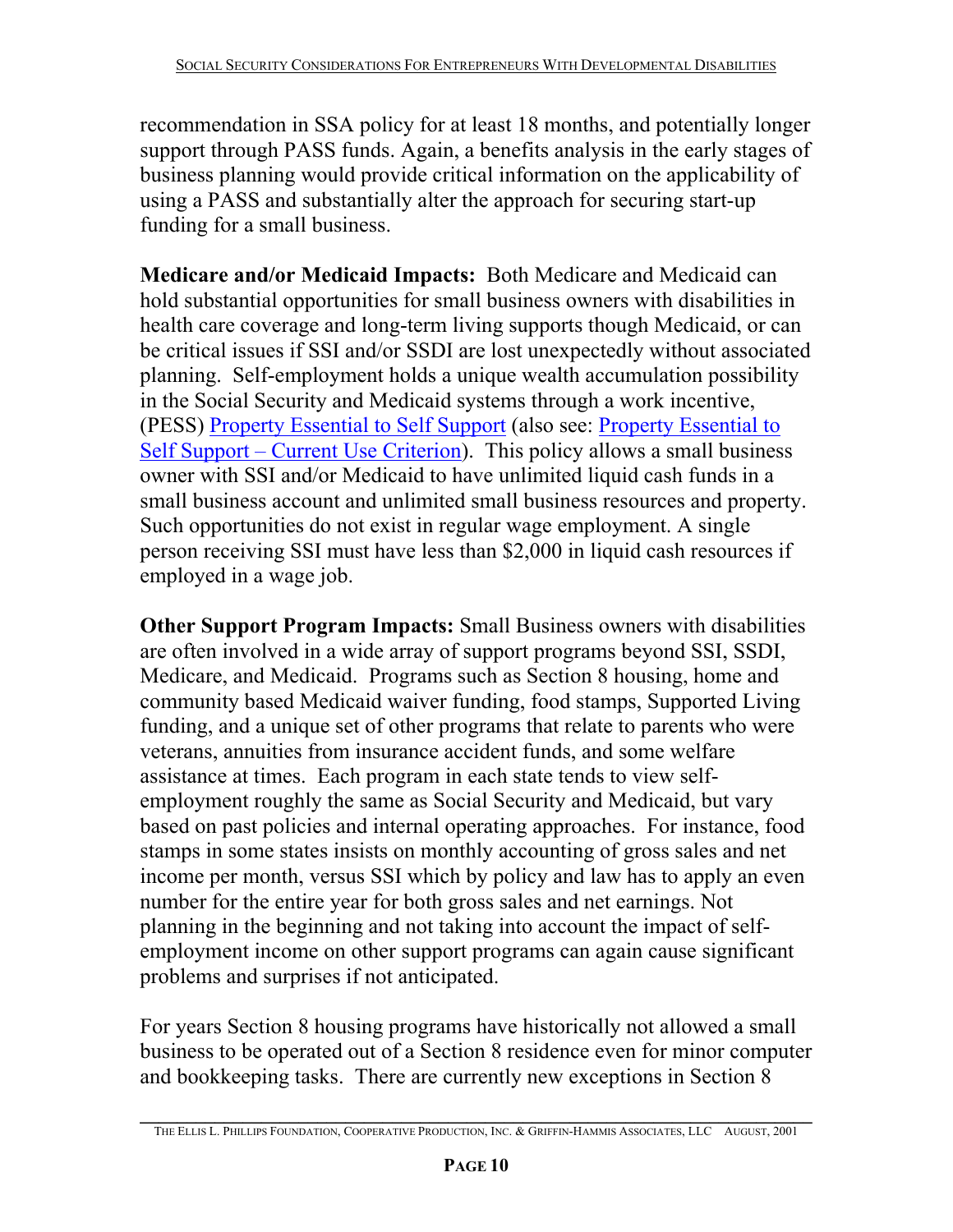recommendation in SSA policy for at least 18 months, and potentially longer support through PASS funds. Again, a benefits analysis in the early stages of business planning would provide critical information on the applicability of using a PASS and substantially alter the approach for securing start-up funding for a small business.

**Medicare and/or Medicaid Impacts:** Both Medicare and Medicaid can hold substantial opportunities for small business owners with disabilities in health care coverage and long-term living supports though Medicaid, or can be critical issues if SSI and/or SSDI are lost unexpectedly without associated planning. Self-employment holds a unique wealth accumulation possibility in the Social Security and Medicaid systems through a work incentive, (PESS) Property Essential to Self Support (also see: Property Essential to Self Support – Current Use Criterion). This policy allows a small business owner with SSI and/or Medicaid to have unlimited liquid cash funds in a small business account and unlimited small business resources and property. Such opportunities do not exist in regular wage employment. A single person receiving SSI must have less than $2,000 in liquid cash resources if employed in a wage job.

**Other Support Program Impacts:** Small Business owners with disabilities are often involved in a wide array of support programs beyond SSI, SSDI, Medicare, and Medicaid. Programs such as Section 8 housing, home and community based Medicaid waiver funding, food stamps, Supported Living funding, and a unique set of other programs that relate to parents who were veterans, annuities from insurance accident funds, and some welfare assistance at times. Each program in each state tends to view self-employment roughly the same as Social Security and Medicaid, but vary based on past policies and internal operating approaches. For instance, food stamps in some states insists on monthly accounting of gross sales and net income per month, versus SSI which by policy and law has to apply an even number for the entire year for both gross sales and net earnings. Not planning in the beginning and not taking into account the impact of self-employment income on other support programs can again cause significant problems and surprises if not anticipated.

For years Section 8 housing programs have historically not allowed a small business to be operated out of a Section 8 residence even for minor computer and bookkeeping tasks. There are currently new exceptions in Section 8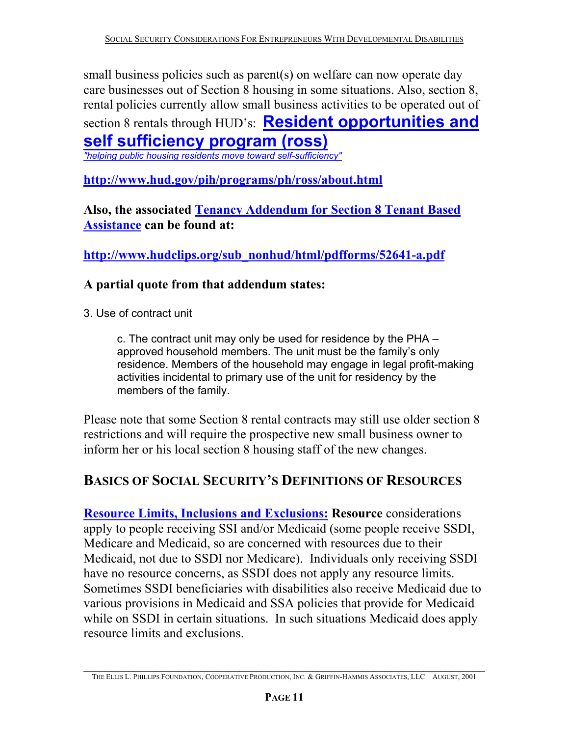small business policies such as parent(s) on welfare can now operate day care businesses out of Section 8 housing in some situations. Also, section 8, rental policies currently allow small business activities to be operated out of section 8 rentals through HUD's: **Resident opportunities and self sufficiency program (ross)**

*"helping public housing residents move toward self-sufficiency"*

**http://www.hud.gov/pih/programs/ph/ross/about.html**

**Also, the associated Tenancy Addendum for Section 8 Tenant Based Assistance can be found at:**

**http://www.hudclips.org/sub_nonhud/html/pdfforms/52641-a.pdf**

**A partial quote from that addendum states:**

3. Use of contract unit

> c. The contract unit may only be used for residence by the PHA – approved household members. The unit must be the family's only residence. Members of the household may engage in legal profit-making activities incidental to primary use of the unit for residency by the members of the family.

Please note that some Section 8 rental contracts may still use older section 8 restrictions and will require the prospective new small business owner to inform her or his local section 8 housing staff of the new changes.

## Basics of Social Security's Definitions of Resources

**Resource Limits, Inclusions and Exclusions: Resource** considerations apply to people receiving SSI and/or Medicaid (some people receive SSDI, Medicare and Medicaid, so are concerned with resources due to their Medicaid, not due to SSDI nor Medicare). Individuals only receiving SSDI have no resource concerns, as SSDI does not apply any resource limits. Sometimes SSDI beneficiaries with disabilities also receive Medicaid due to various provisions in Medicaid and SSA policies that provide for Medicaid while on SSDI in certain situations. In such situations Medicaid does apply resource limits and exclusions.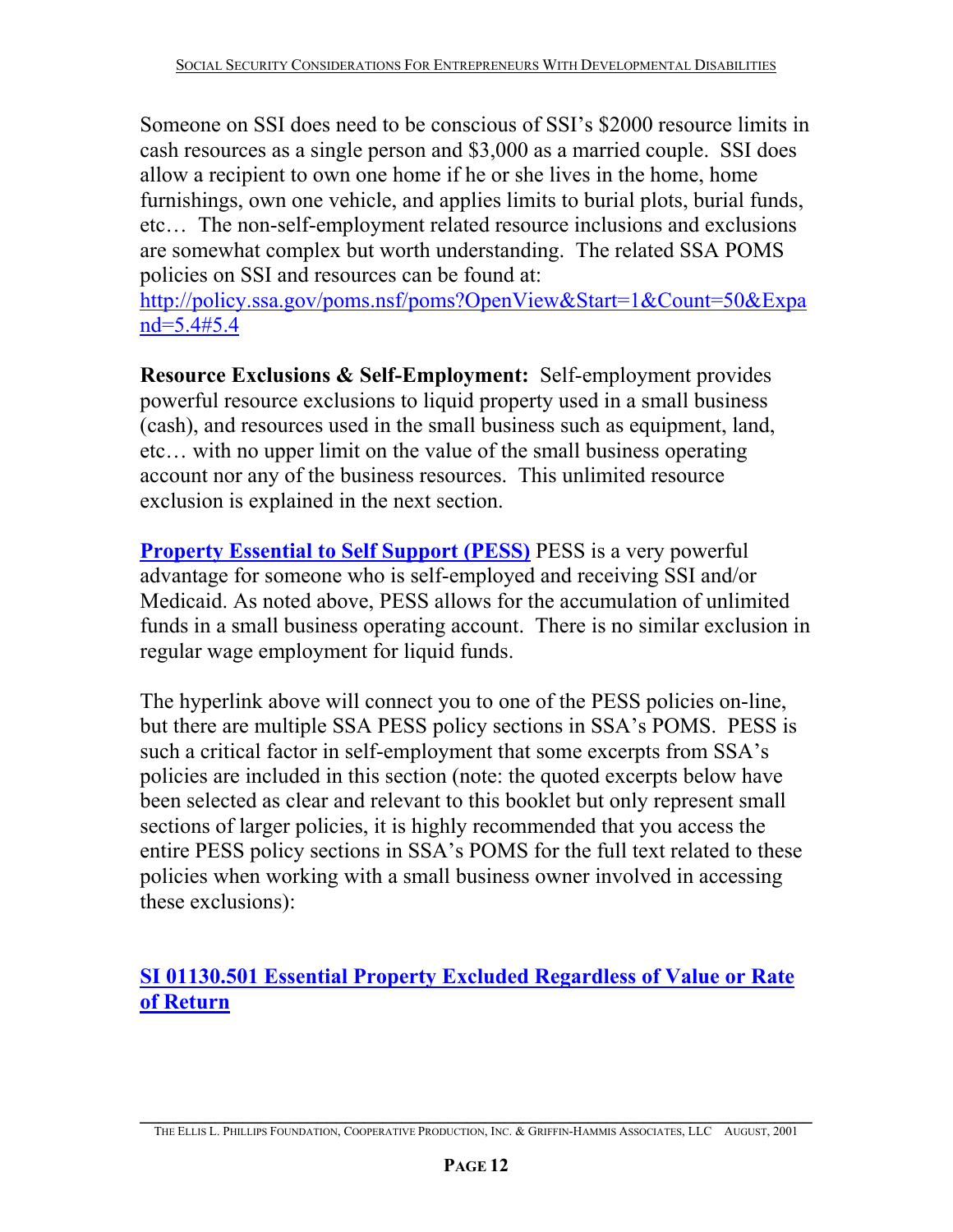Someone on SSI does need to be conscious of SSI's $2000 resource limits in cash resources as a single person and $3,000 as a married couple. SSI does allow a recipient to own one home if he or she lives in the home, home furnishings, own one vehicle, and applies limits to burial plots, burial funds, etc… The non-self-employment related resource inclusions and exclusions are somewhat complex but worth understanding. The related SSA POMS policies on SSI and resources can be found at: http://policy.ssa.gov/poms.nsf/poms?OpenView&Start=1&Count=50&Expand=5.4#5.4

**Resource Exclusions & Self-Employment:** Self-employment provides powerful resource exclusions to liquid property used in a small business (cash), and resources used in the small business such as equipment, land, etc… with no upper limit on the value of the small business operating account nor any of the business resources. This unlimited resource exclusion is explained in the next section.

**Property Essential to Self Support (PESS)** PESS is a very powerful advantage for someone who is self-employed and receiving SSI and/or Medicaid. As noted above, PESS allows for the accumulation of unlimited funds in a small business operating account. There is no similar exclusion in regular wage employment for liquid funds.

The hyperlink above will connect you to one of the PESS policies on-line, but there are multiple SSA PESS policy sections in SSA's POMS. PESS is such a critical factor in self-employment that some excerpts from SSA's policies are included in this section (note: the quoted excerpts below have been selected as clear and relevant to this booklet but only represent small sections of larger policies, it is highly recommended that you access the entire PESS policy sections in SSA's POMS for the full text related to these policies when working with a small business owner involved in accessing these exclusions):

**SI 01130.501 Essential Property Excluded Regardless of Value or Rate of Return**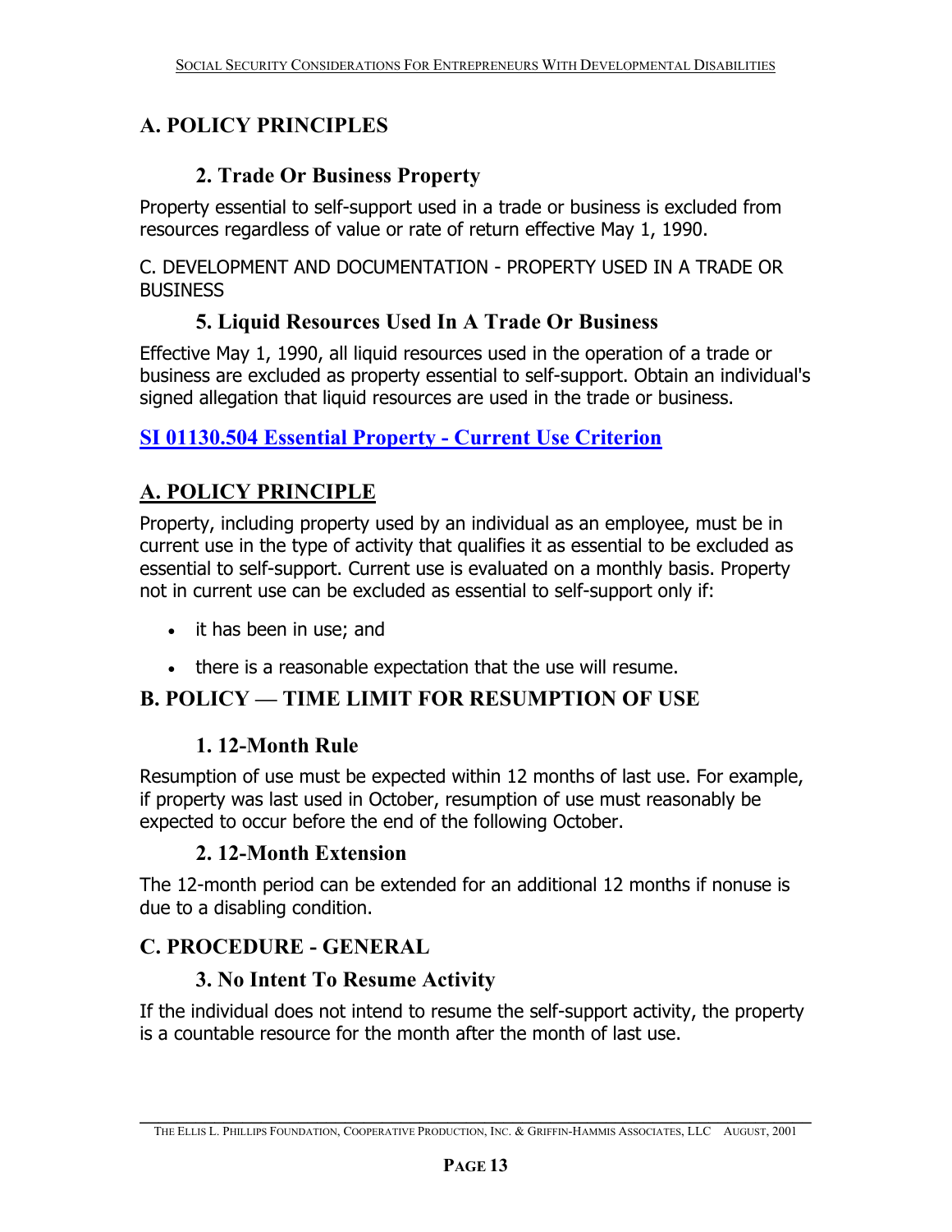## A. POLICY PRINCIPLES

### 2. Trade Or Business Property

Property essential to self-support used in a trade or business is excluded from resources regardless of value or rate of return effective May 1, 1990.

C. DEVELOPMENT AND DOCUMENTATION - PROPERTY USED IN A TRADE OR BUSINESS

### 5. Liquid Resources Used In A Trade Or Business

Effective May 1, 1990, all liquid resources used in the operation of a trade or business are excluded as property essential to self-support. Obtain an individual's signed allegation that liquid resources are used in the trade or business.

## SI 01130.504 Essential Property - Current Use Criterion

## A. POLICY PRINCIPLE

Property, including property used by an individual as an employee, must be in current use in the type of activity that qualifies it as essential to be excluded as essential to self-support. Current use is evaluated on a monthly basis. Property not in current use can be excluded as essential to self-support only if:

- it has been in use; and
- there is a reasonable expectation that the use will resume.

## B. POLICY — TIME LIMIT FOR RESUMPTION OF USE

### 1. 12-Month Rule

Resumption of use must be expected within 12 months of last use. For example, if property was last used in October, resumption of use must reasonably be expected to occur before the end of the following October.

### 2. 12-Month Extension

The 12-month period can be extended for an additional 12 months if nonuse is due to a disabling condition.

## C. PROCEDURE - GENERAL

### 3. No Intent To Resume Activity

If the individual does not intend to resume the self-support activity, the property is a countable resource for the month after the month of last use.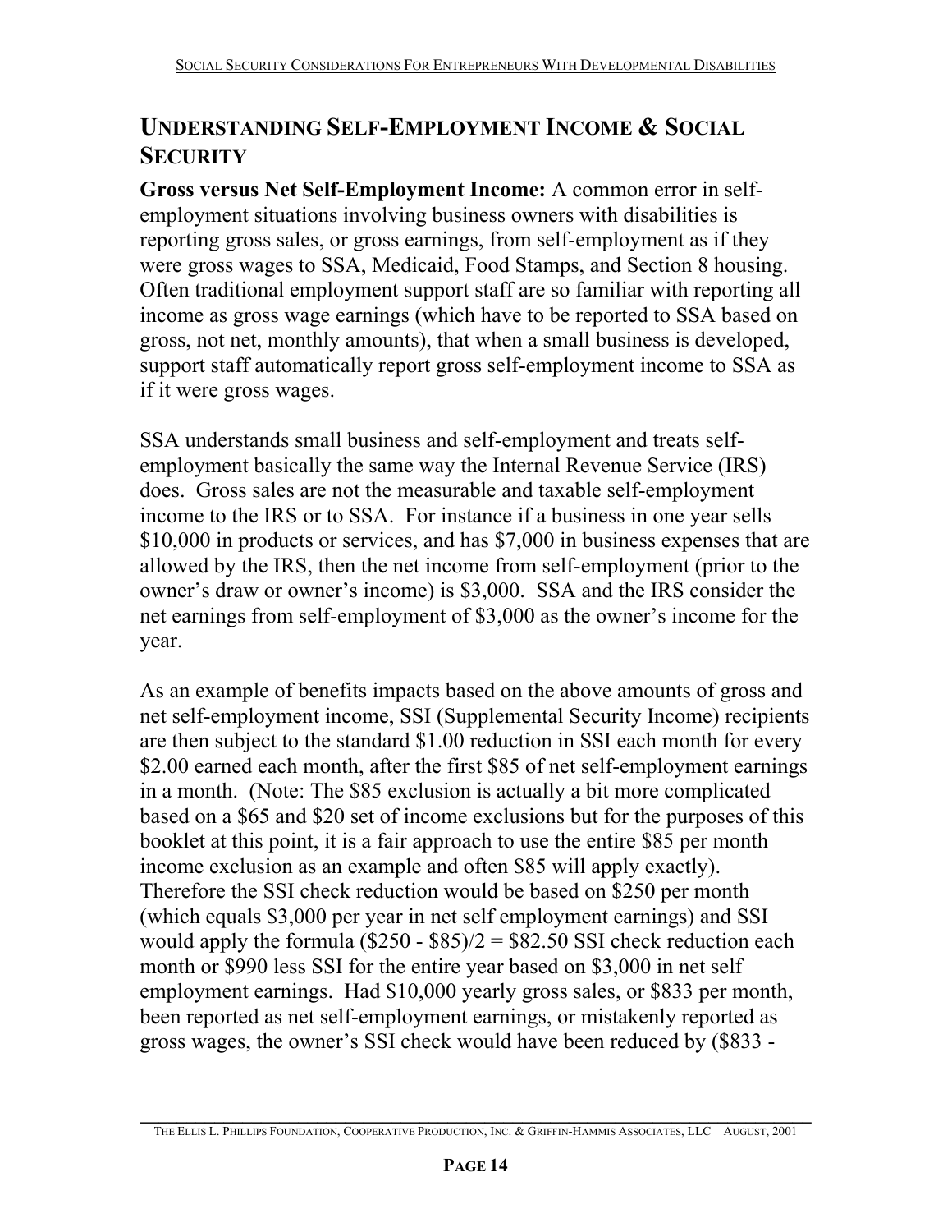## UNDERSTANDING SELF-EMPLOYMENT INCOME & SOCIAL SECURITY

**Gross versus Net Self-Employment Income:** A common error in self-employment situations involving business owners with disabilities is reporting gross sales, or gross earnings, from self-employment as if they were gross wages to SSA, Medicaid, Food Stamps, and Section 8 housing. Often traditional employment support staff are so familiar with reporting all income as gross wage earnings (which have to be reported to SSA based on gross, not net, monthly amounts), that when a small business is developed, support staff automatically report gross self-employment income to SSA as if it were gross wages.

SSA understands small business and self-employment and treats self-employment basically the same way the Internal Revenue Service (IRS) does. Gross sales are not the measurable and taxable self-employment income to the IRS or to SSA. For instance if a business in one year sells $10,000 in products or services, and has $7,000 in business expenses that are allowed by the IRS, then the net income from self-employment (prior to the owner's draw or owner's income) is $3,000. SSA and the IRS consider the net earnings from self-employment of $3,000 as the owner's income for the year.

As an example of benefits impacts based on the above amounts of gross and net self-employment income, SSI (Supplemental Security Income) recipients are then subject to the standard $1.00 reduction in SSI each month for every $2.00 earned each month, after the first $85 of net self-employment earnings in a month. (Note: The $85 exclusion is actually a bit more complicated based on a $65 and $20 set of income exclusions but for the purposes of this booklet at this point, it is a fair approach to use the entire $85 per month income exclusion as an example and often $85 will apply exactly). Therefore the SSI check reduction would be based on $250 per month (which equals $3,000 per year in net self employment earnings) and SSI would apply the formula ($250 - $85)/2 = $82.50 SSI check reduction each month or $990 less SSI for the entire year based on $3,000 in net self employment earnings. Had $10,000 yearly gross sales, or $833 per month, been reported as net self-employment earnings, or mistakenly reported as gross wages, the owner's SSI check would have been reduced by ($833 -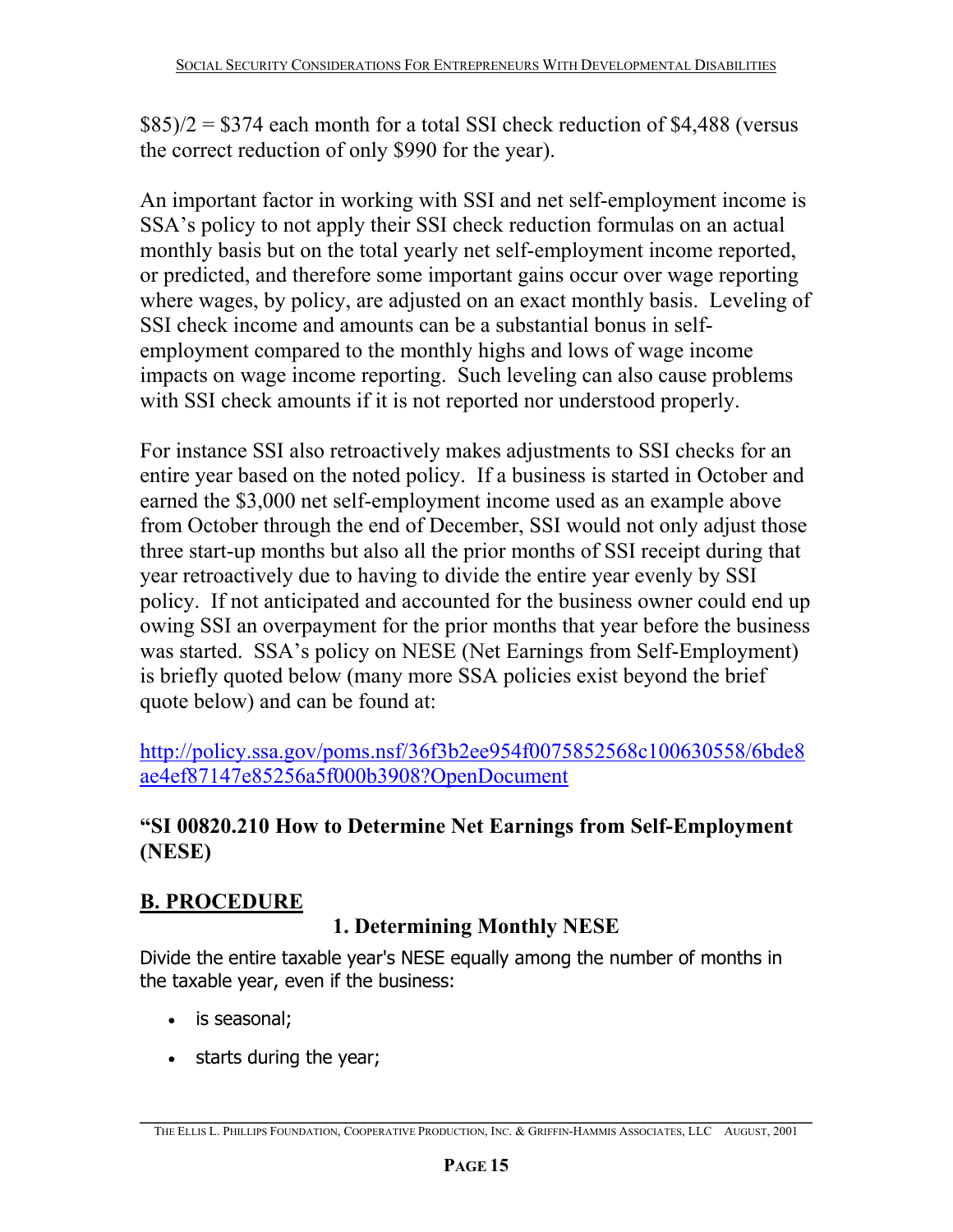$85)/2 = $374 each month for a total SSI check reduction of $4,488 (versus the correct reduction of only $990 for the year).

An important factor in working with SSI and net self-employment income is SSA's policy to not apply their SSI check reduction formulas on an actual monthly basis but on the total yearly net self-employment income reported, or predicted, and therefore some important gains occur over wage reporting where wages, by policy, are adjusted on an exact monthly basis. Leveling of SSI check income and amounts can be a substantial bonus in self-employment compared to the monthly highs and lows of wage income impacts on wage income reporting. Such leveling can also cause problems with SSI check amounts if it is not reported nor understood properly.

For instance SSI also retroactively makes adjustments to SSI checks for an entire year based on the noted policy. If a business is started in October and earned the $3,000 net self-employment income used as an example above from October through the end of December, SSI would not only adjust those three start-up months but also all the prior months of SSI receipt during that year retroactively due to having to divide the entire year evenly by SSI policy. If not anticipated and accounted for the business owner could end up owing SSI an overpayment for the prior months that year before the business was started. SSA's policy on NESE (Net Earnings from Self-Employment) is briefly quoted below (many more SSA policies exist beyond the brief quote below) and can be found at:

http://policy.ssa.gov/poms.nsf/36f3b2ee954f0075852568c100630558/6bde8ae4ef87147e85256a5f000b3908?OpenDocument

**"SI 00820.210 How to Determine Net Earnings from Self-Employment (NESE)**

## B. PROCEDURE

### 1. Determining Monthly NESE

Divide the entire taxable year's NESE equally among the number of months in the taxable year, even if the business:

- is seasonal;
- starts during the year;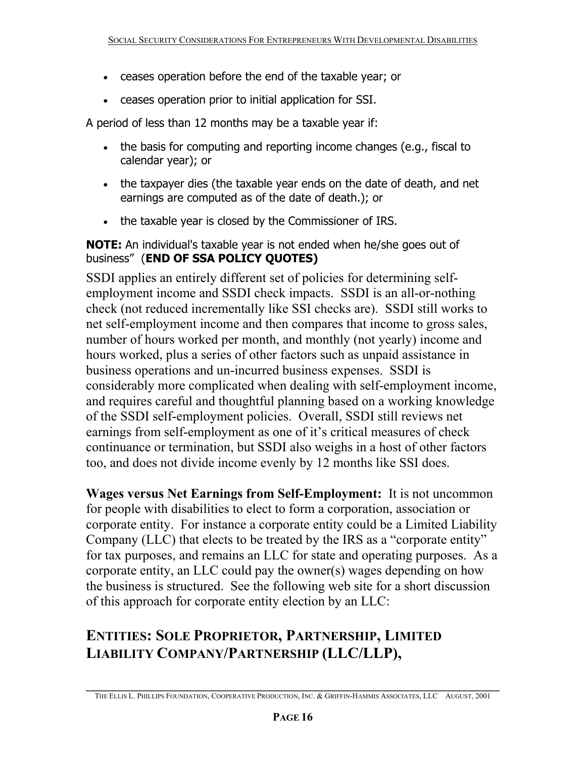- ceases operation before the end of the taxable year; or
- ceases operation prior to initial application for SSI.

A period of less than 12 months may be a taxable year if:

- the basis for computing and reporting income changes (e.g., fiscal to calendar year); or
- the taxpayer dies (the taxable year ends on the date of death, and net earnings are computed as of the date of death.); or
- the taxable year is closed by the Commissioner of IRS.

**NOTE:** An individual's taxable year is not ended when he/she goes out of business" (**END OF SSA POLICY QUOTES)**

SSDI applies an entirely different set of policies for determining self-employment income and SSDI check impacts. SSDI is an all-or-nothing check (not reduced incrementally like SSI checks are). SSDI still works to net self-employment income and then compares that income to gross sales, number of hours worked per month, and monthly (not yearly) income and hours worked, plus a series of other factors such as unpaid assistance in business operations and un-incurred business expenses. SSDI is considerably more complicated when dealing with self-employment income, and requires careful and thoughtful planning based on a working knowledge of the SSDI self-employment policies. Overall, SSDI still reviews net earnings from self-employment as one of it's critical measures of check continuance or termination, but SSDI also weighs in a host of other factors too, and does not divide income evenly by 12 months like SSI does.

**Wages versus Net Earnings from Self-Employment:** It is not uncommon for people with disabilities to elect to form a corporation, association or corporate entity. For instance a corporate entity could be a Limited Liability Company (LLC) that elects to be treated by the IRS as a "corporate entity" for tax purposes, and remains an LLC for state and operating purposes. As a corporate entity, an LLC could pay the owner(s) wages depending on how the business is structured. See the following web site for a short discussion of this approach for corporate entity election by an LLC:

## ENTITIES: SOLE PROPRIETOR, PARTNERSHIP, LIMITED LIABILITY COMPANY/PARTNERSHIP (LLC/LLP),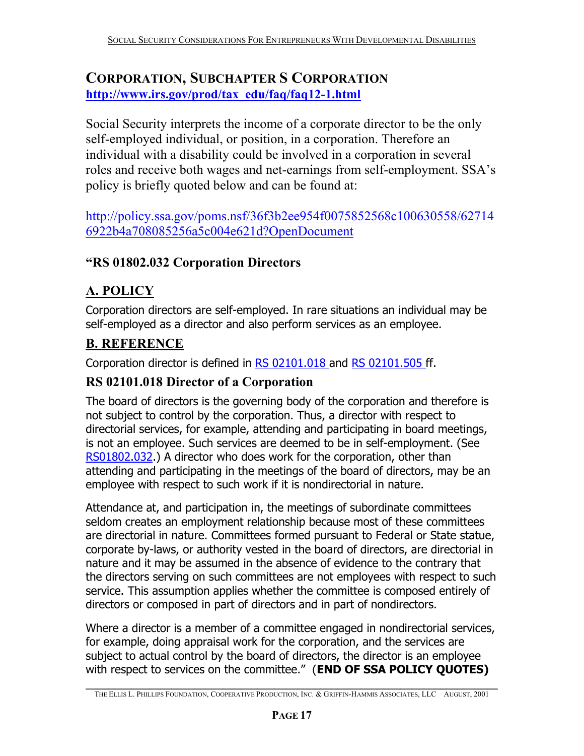## Corporation, Subchapter S Corporation

**http://www.irs.gov/prod/tax_edu/faq/faq12-1.html**

Social Security interprets the income of a corporate director to be the only self-employed individual, or position, in a corporation. Therefore an individual with a disability could be involved in a corporation in several roles and receive both wages and net-earnings from self-employment. SSA's policy is briefly quoted below and can be found at:

http://policy.ssa.gov/poms.nsf/36f3b2ee954f0075852568c100630558/627146922b4a708085256a5c004e621d?OpenDocument

### "RS 01802.032 Corporation Directors

### A. POLICY

Corporation directors are self-employed. In rare situations an individual may be self-employed as a director and also perform services as an employee.

### B. REFERENCE

Corporation director is defined in RS 02101.018 and RS 02101.505 ff.

### RS 02101.018 Director of a Corporation

The board of directors is the governing body of the corporation and therefore is not subject to control by the corporation. Thus, a director with respect to directorial services, for example, attending and participating in board meetings, is not an employee. Such services are deemed to be in self-employment. (See RS01802.032.) A director who does work for the corporation, other than attending and participating in the meetings of the board of directors, may be an employee with respect to such work if it is nondirectorial in nature.

Attendance at, and participation in, the meetings of subordinate committees seldom creates an employment relationship because most of these committees are directorial in nature. Committees formed pursuant to Federal or State statue, corporate by-laws, or authority vested in the board of directors, are directorial in nature and it may be assumed in the absence of evidence to the contrary that the directors serving on such committees are not employees with respect to such service. This assumption applies whether the committee is composed entirely of directors or composed in part of directors and in part of nondirectors.

Where a director is a member of a committee engaged in nondirectorial services, for example, doing appraisal work for the corporation, and the services are subject to actual control by the board of directors, the director is an employee with respect to services on the committee." (**END OF SSA POLICY QUOTES)**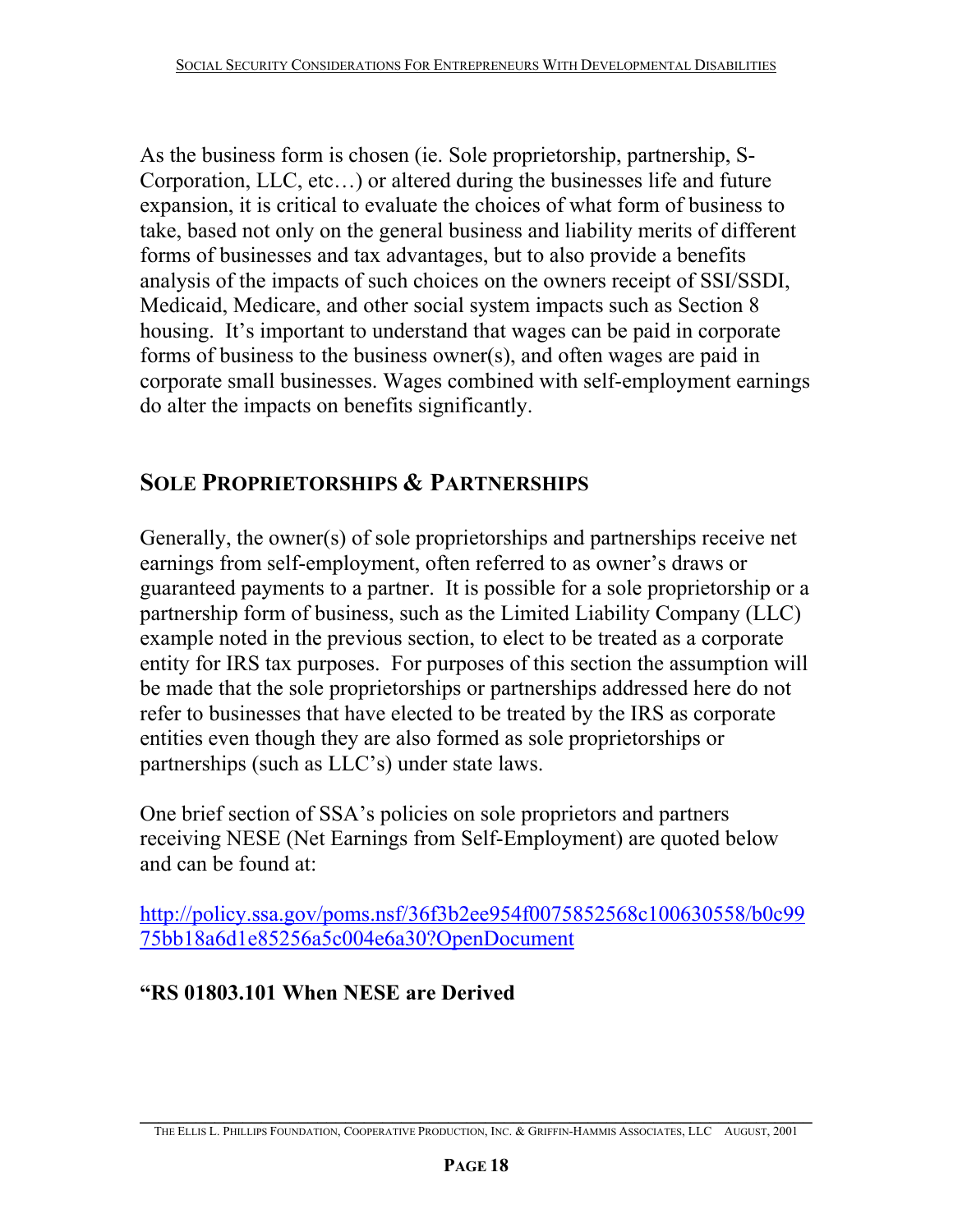As the business form is chosen (ie. Sole proprietorship, partnership, S-Corporation, LLC, etc…) or altered during the businesses life and future expansion, it is critical to evaluate the choices of what form of business to take, based not only on the general business and liability merits of different forms of businesses and tax advantages, but to also provide a benefits analysis of the impacts of such choices on the owners receipt of SSI/SSDI, Medicaid, Medicare, and other social system impacts such as Section 8 housing. It's important to understand that wages can be paid in corporate forms of business to the business owner(s), and often wages are paid in corporate small businesses. Wages combined with self-employment earnings do alter the impacts on benefits significantly.

## SOLE PROPRIETORSHIPS & PARTNERSHIPS

Generally, the owner(s) of sole proprietorships and partnerships receive net earnings from self-employment, often referred to as owner's draws or guaranteed payments to a partner. It is possible for a sole proprietorship or a partnership form of business, such as the Limited Liability Company (LLC) example noted in the previous section, to elect to be treated as a corporate entity for IRS tax purposes. For purposes of this section the assumption will be made that the sole proprietorships or partnerships addressed here do not refer to businesses that have elected to be treated by the IRS as corporate entities even though they are also formed as sole proprietorships or partnerships (such as LLC's) under state laws.

One brief section of SSA's policies on sole proprietors and partners receiving NESE (Net Earnings from Self-Employment) are quoted below and can be found at:

http://policy.ssa.gov/poms.nsf/36f3b2ee954f0075852568c100630558/b0c9975bb18a6d1e85256a5c004e6a30?OpenDocument

**"RS 01803.101 When NESE are Derived**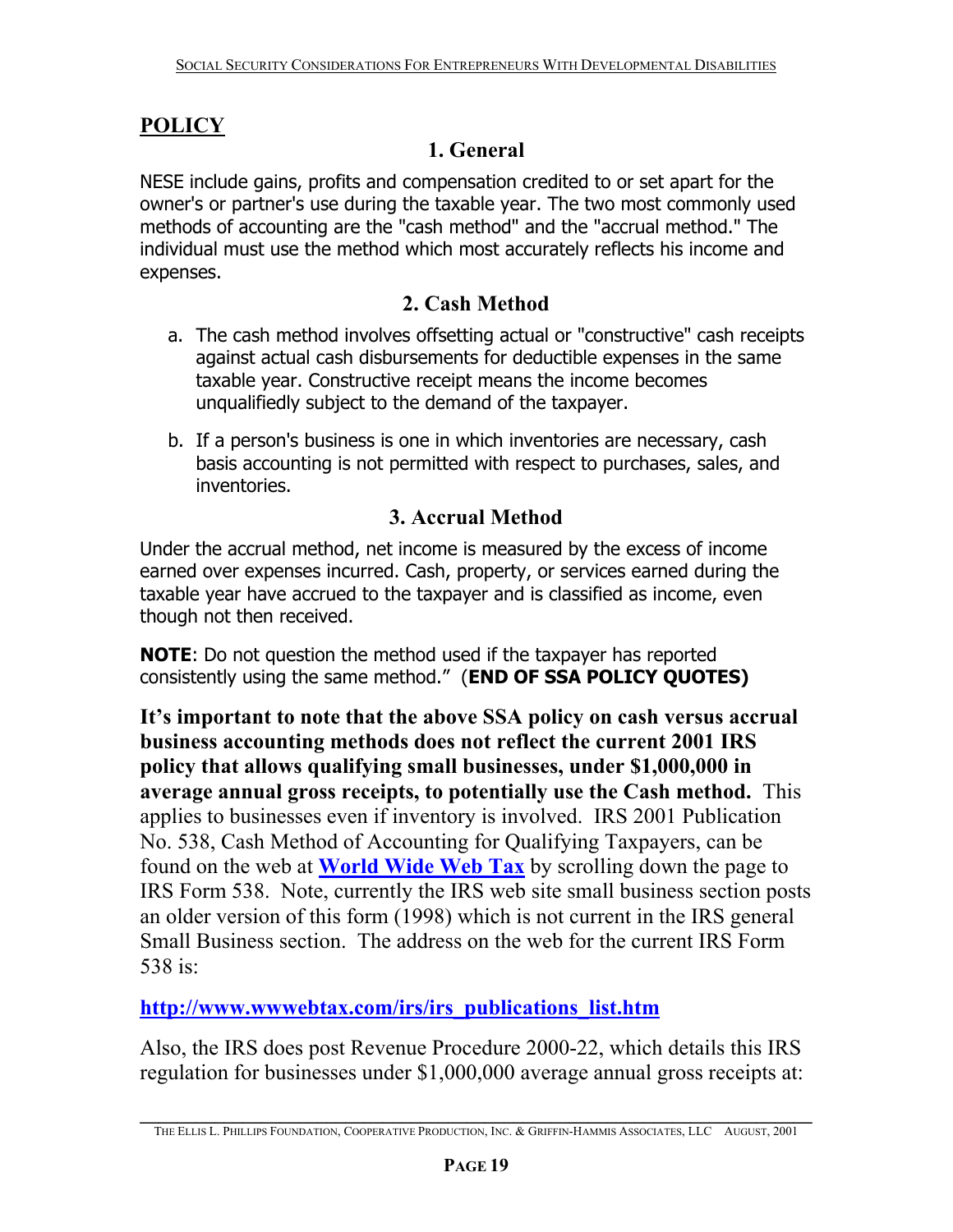## POLICY

### 1. General

NESE include gains, profits and compensation credited to or set apart for the owner's or partner's use during the taxable year. The two most commonly used methods of accounting are the "cash method" and the "accrual method." The individual must use the method which most accurately reflects his income and expenses.

### 2. Cash Method

a. The cash method involves offsetting actual or "constructive" cash receipts against actual cash disbursements for deductible expenses in the same taxable year. Constructive receipt means the income becomes unqualifiedly subject to the demand of the taxpayer.

b. If a person's business is one in which inventories are necessary, cash basis accounting is not permitted with respect to purchases, sales, and inventories.

### 3. Accrual Method

Under the accrual method, net income is measured by the excess of income earned over expenses incurred. Cash, property, or services earned during the taxable year have accrued to the taxpayer and is classified as income, even though not then received.

**NOTE**: Do not question the method used if the taxpayer has reported consistently using the same method." (**END OF SSA POLICY QUOTES)**

**It's important to note that the above SSA policy on cash versus accrual business accounting methods does not reflect the current 2001 IRS policy that allows qualifying small businesses, under $1,000,000 in average annual gross receipts, to potentially use the Cash method.** This applies to businesses even if inventory is involved. IRS 2001 Publication No. 538, Cash Method of Accounting for Qualifying Taxpayers, can be found on the web at **World Wide Web Tax** by scrolling down the page to IRS Form 538. Note, currently the IRS web site small business section posts an older version of this form (1998) which is not current in the IRS general Small Business section. The address on the web for the current IRS Form 538 is:

**http://www.wwwebtax.com/irs/irs_publications_list.htm**

Also, the IRS does post Revenue Procedure 2000-22, which details this IRS regulation for businesses under $1,000,000 average annual gross receipts at: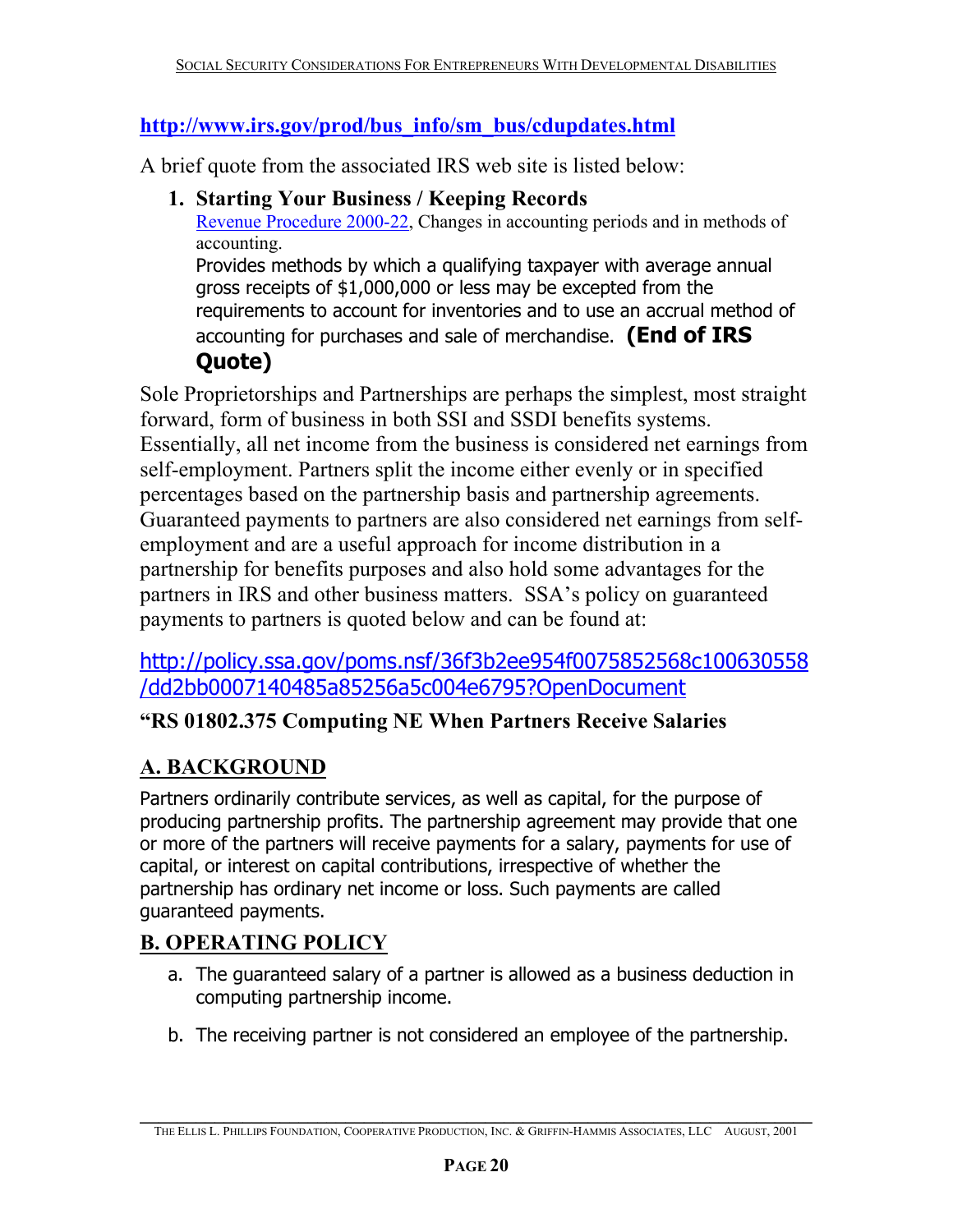**http://www.irs.gov/prod/bus_info/sm_bus/cdupdates.html**

A brief quote from the associated IRS web site is listed below:

1. **Starting Your Business / Keeping Records**
   Revenue Procedure 2000-22, Changes in accounting periods and in methods of accounting.
   Provides methods by which a qualifying taxpayer with average annual gross receipts of $1,000,000 or less may be excepted from the requirements to account for inventories and to use an accrual method of accounting for purchases and sale of merchandise. **(End of IRS Quote)**

Sole Proprietorships and Partnerships are perhaps the simplest, most straight forward, form of business in both SSI and SSDI benefits systems. Essentially, all net income from the business is considered net earnings from self-employment. Partners split the income either evenly or in specified percentages based on the partnership basis and partnership agreements. Guaranteed payments to partners are also considered net earnings from self-employment and are a useful approach for income distribution in a partnership for benefits purposes and also hold some advantages for the partners in IRS and other business matters. SSA's policy on guaranteed payments to partners is quoted below and can be found at:

http://policy.ssa.gov/poms.nsf/36f3b2ee954f0075852568c100630558/dd2bb0007140485a85256a5c004e6795?OpenDocument

**"RS 01802.375 Computing NE When Partners Receive Salaries**

## A. BACKGROUND

Partners ordinarily contribute services, as well as capital, for the purpose of producing partnership profits. The partnership agreement may provide that one or more of the partners will receive payments for a salary, payments for use of capital, or interest on capital contributions, irrespective of whether the partnership has ordinary net income or loss. Such payments are called guaranteed payments.

## B. OPERATING POLICY

a. The guaranteed salary of a partner is allowed as a business deduction in computing partnership income.

b. The receiving partner is not considered an employee of the partnership.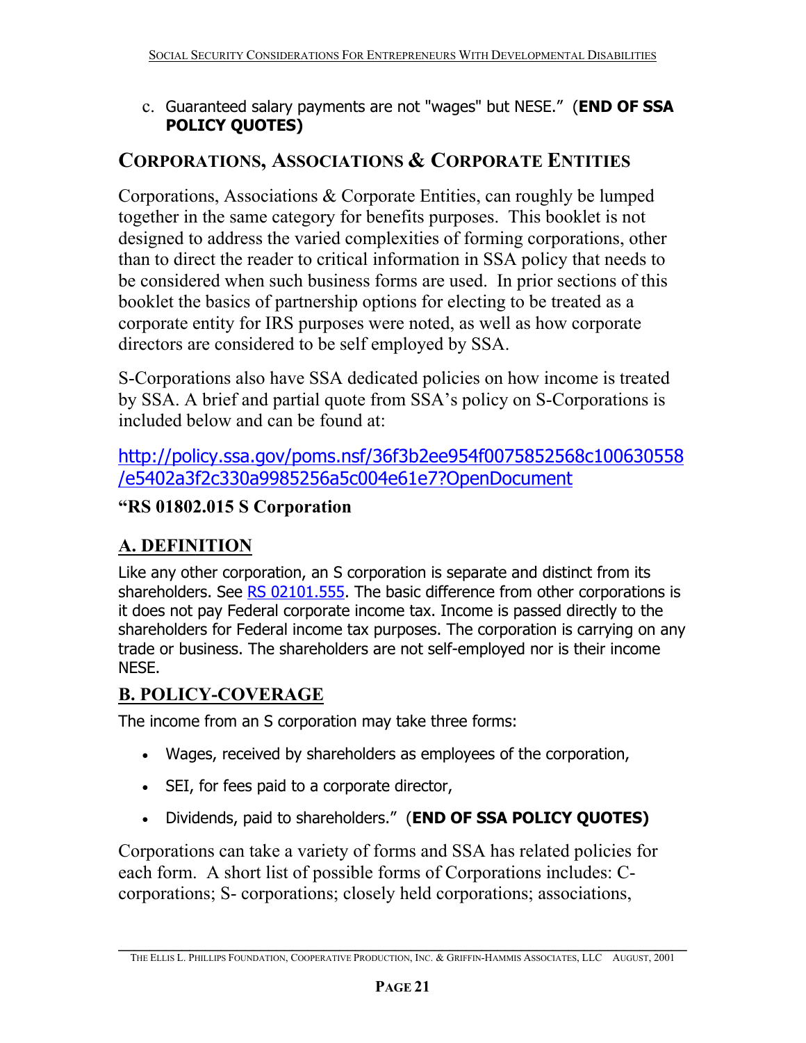c. Guaranteed salary payments are not "wages" but NESE." (**END OF SSA POLICY QUOTES)**

## CORPORATIONS, ASSOCIATIONS & CORPORATE ENTITIES

Corporations, Associations & Corporate Entities, can roughly be lumped together in the same category for benefits purposes. This booklet is not designed to address the varied complexities of forming corporations, other than to direct the reader to critical information in SSA policy that needs to be considered when such business forms are used. In prior sections of this booklet the basics of partnership options for electing to be treated as a corporate entity for IRS purposes were noted, as well as how corporate directors are considered to be self employed by SSA.

S-Corporations also have SSA dedicated policies on how income is treated by SSA. A brief and partial quote from SSA's policy on S-Corporations is included below and can be found at:

http://policy.ssa.gov/poms.nsf/36f3b2ee954f0075852568c100630558/e5402a3f2c330a9985256a5c004e61e7?OpenDocument

**"RS 01802.015 S Corporation**

### A. DEFINITION

Like any other corporation, an S corporation is separate and distinct from its shareholders. See RS 02101.555. The basic difference from other corporations is it does not pay Federal corporate income tax. Income is passed directly to the shareholders for Federal income tax purposes. The corporation is carrying on any trade or business. The shareholders are not self-employed nor is their income NESE.

### B. POLICY-COVERAGE

The income from an S corporation may take three forms:

- Wages, received by shareholders as employees of the corporation,
- SEI, for fees paid to a corporate director,
- Dividends, paid to shareholders." (**END OF SSA POLICY QUOTES)**

Corporations can take a variety of forms and SSA has related policies for each form. A short list of possible forms of Corporations includes: C-corporations; S- corporations; closely held corporations; associations,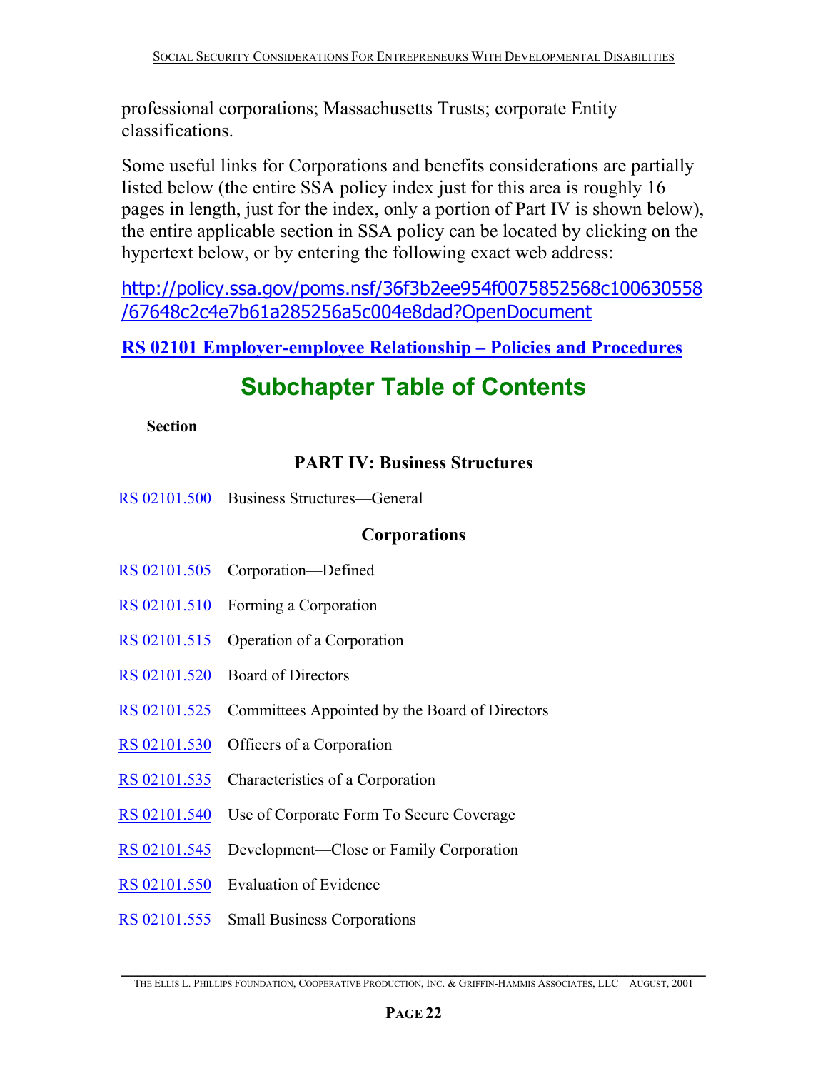professional corporations; Massachusetts Trusts; corporate Entity classifications.

Some useful links for Corporations and benefits considerations are partially listed below (the entire SSA policy index just for this area is roughly 16 pages in length, just for the index, only a portion of Part IV is shown below), the entire applicable section in SSA policy can be located by clicking on the hypertext below, or by entering the following exact web address:

http://policy.ssa.gov/poms.nsf/36f3b2ee954f0075852568c100630558/67648c2c4e7b61a285256a5c004e8dad?OpenDocument

**RS 02101 Employer-employee Relationship – Policies and Procedures**

## Subchapter Table of Contents

**Section**

### PART IV: Business Structures

RS 02101.500 Business Structures—General

### Corporations

RS 02101.505 Corporation—Defined

RS 02101.510 Forming a Corporation

RS 02101.515 Operation of a Corporation

RS 02101.520 Board of Directors

RS 02101.525 Committees Appointed by the Board of Directors

RS 02101.530 Officers of a Corporation

RS 02101.535 Characteristics of a Corporation

RS 02101.540 Use of Corporate Form To Secure Coverage

RS 02101.545 Development—Close or Family Corporation

RS 02101.550 Evaluation of Evidence

RS 02101.555 Small Business Corporations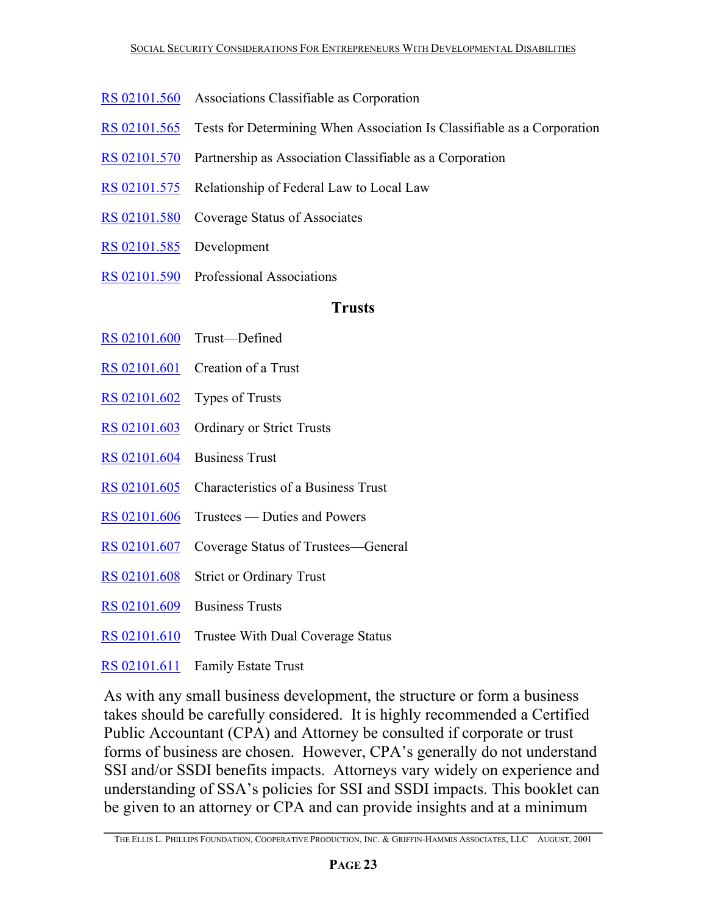RS 02101.560 Associations Classifiable as Corporation

RS 02101.565 Tests for Determining When Association Is Classifiable as a Corporation

RS 02101.570 Partnership as Association Classifiable as a Corporation

RS 02101.575 Relationship of Federal Law to Local Law

RS 02101.580 Coverage Status of Associates

RS 02101.585 Development

RS 02101.590 Professional Associations

**Trusts**

RS 02101.600 Trust—Defined

RS 02101.601 Creation of a Trust

RS 02101.602 Types of Trusts

RS 02101.603 Ordinary or Strict Trusts

RS 02101.604 Business Trust

RS 02101.605 Characteristics of a Business Trust

RS 02101.606 Trustees — Duties and Powers

RS 02101.607 Coverage Status of Trustees—General

RS 02101.608 Strict or Ordinary Trust

RS 02101.609 Business Trusts

RS 02101.610 Trustee With Dual Coverage Status

RS 02101.611 Family Estate Trust

As with any small business development, the structure or form a business takes should be carefully considered. It is highly recommended a Certified Public Accountant (CPA) and Attorney be consulted if corporate or trust forms of business are chosen. However, CPA's generally do not understand SSI and/or SSDI benefits impacts. Attorneys vary widely on experience and understanding of SSA's policies for SSI and SSDI impacts. This booklet can be given to an attorney or CPA and can provide insights and at a minimum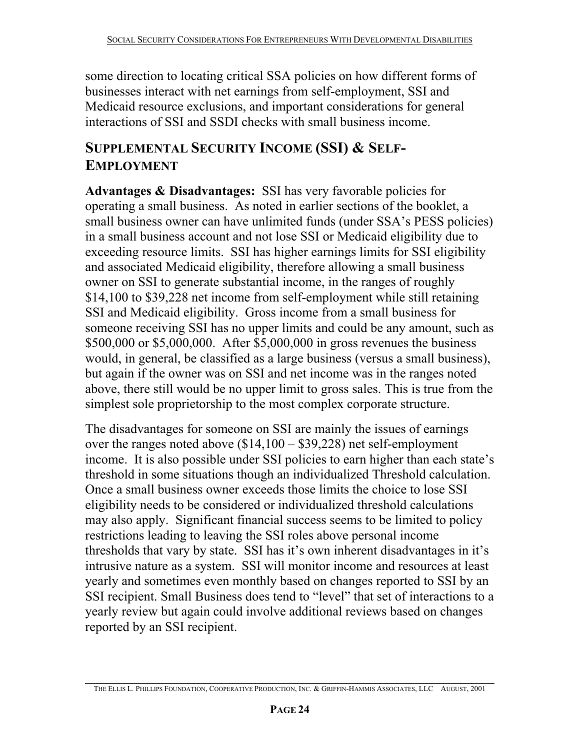some direction to locating critical SSA policies on how different forms of businesses interact with net earnings from self-employment, SSI and Medicaid resource exclusions, and important considerations for general interactions of SSI and SSDI checks with small business income.

## Supplemental Security Income (SSI) & Self-Employment

**Advantages & Disadvantages:** SSI has very favorable policies for operating a small business. As noted in earlier sections of the booklet, a small business owner can have unlimited funds (under SSA's PESS policies) in a small business account and not lose SSI or Medicaid eligibility due to exceeding resource limits. SSI has higher earnings limits for SSI eligibility and associated Medicaid eligibility, therefore allowing a small business owner on SSI to generate substantial income, in the ranges of roughly $14,100 to $39,228 net income from self-employment while still retaining SSI and Medicaid eligibility. Gross income from a small business for someone receiving SSI has no upper limits and could be any amount, such as $500,000 or $5,000,000. After $5,000,000 in gross revenues the business would, in general, be classified as a large business (versus a small business), but again if the owner was on SSI and net income was in the ranges noted above, there still would be no upper limit to gross sales. This is true from the simplest sole proprietorship to the most complex corporate structure.

The disadvantages for someone on SSI are mainly the issues of earnings over the ranges noted above ($14,100 – $39,228) net self-employment income. It is also possible under SSI policies to earn higher than each state's threshold in some situations though an individualized Threshold calculation. Once a small business owner exceeds those limits the choice to lose SSI eligibility needs to be considered or individualized threshold calculations may also apply. Significant financial success seems to be limited to policy restrictions leading to leaving the SSI roles above personal income thresholds that vary by state. SSI has it's own inherent disadvantages in it's intrusive nature as a system. SSI will monitor income and resources at least yearly and sometimes even monthly based on changes reported to SSI by an SSI recipient. Small Business does tend to "level" that set of interactions to a yearly review but again could involve additional reviews based on changes reported by an SSI recipient.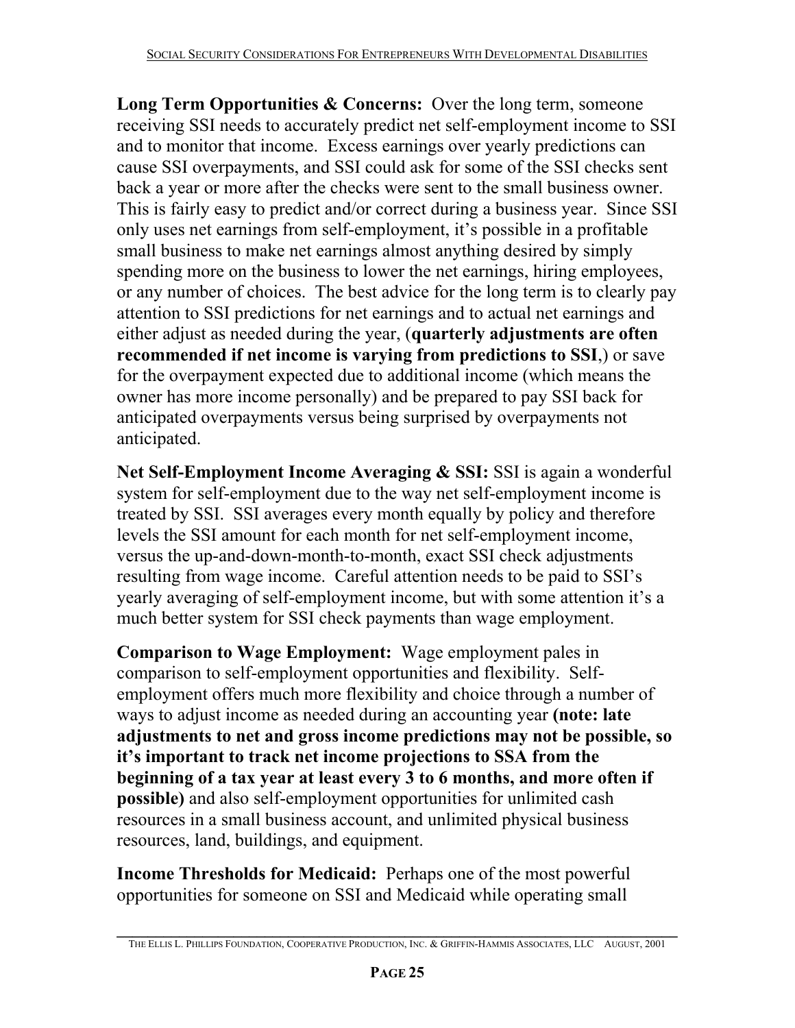**Long Term Opportunities & Concerns:** Over the long term, someone receiving SSI needs to accurately predict net self-employment income to SSI and to monitor that income. Excess earnings over yearly predictions can cause SSI overpayments, and SSI could ask for some of the SSI checks sent back a year or more after the checks were sent to the small business owner. This is fairly easy to predict and/or correct during a business year. Since SSI only uses net earnings from self-employment, it's possible in a profitable small business to make net earnings almost anything desired by simply spending more on the business to lower the net earnings, hiring employees, or any number of choices. The best advice for the long term is to clearly pay attention to SSI predictions for net earnings and to actual net earnings and either adjust as needed during the year, (**quarterly adjustments are often recommended if net income is varying from predictions to SSI**,) or save for the overpayment expected due to additional income (which means the owner has more income personally) and be prepared to pay SSI back for anticipated overpayments versus being surprised by overpayments not anticipated.

**Net Self-Employment Income Averaging & SSI:** SSI is again a wonderful system for self-employment due to the way net self-employment income is treated by SSI. SSI averages every month equally by policy and therefore levels the SSI amount for each month for net self-employment income, versus the up-and-down-month-to-month, exact SSI check adjustments resulting from wage income. Careful attention needs to be paid to SSI's yearly averaging of self-employment income, but with some attention it's a much better system for SSI check payments than wage employment.

**Comparison to Wage Employment:** Wage employment pales in comparison to self-employment opportunities and flexibility. Self-employment offers much more flexibility and choice through a number of ways to adjust income as needed during an accounting year **(note: late adjustments to net and gross income predictions may not be possible, so it's important to track net income projections to SSA from the beginning of a tax year at least every 3 to 6 months, and more often if possible)** and also self-employment opportunities for unlimited cash resources in a small business account, and unlimited physical business resources, land, buildings, and equipment.

**Income Thresholds for Medicaid:** Perhaps one of the most powerful opportunities for someone on SSI and Medicaid while operating small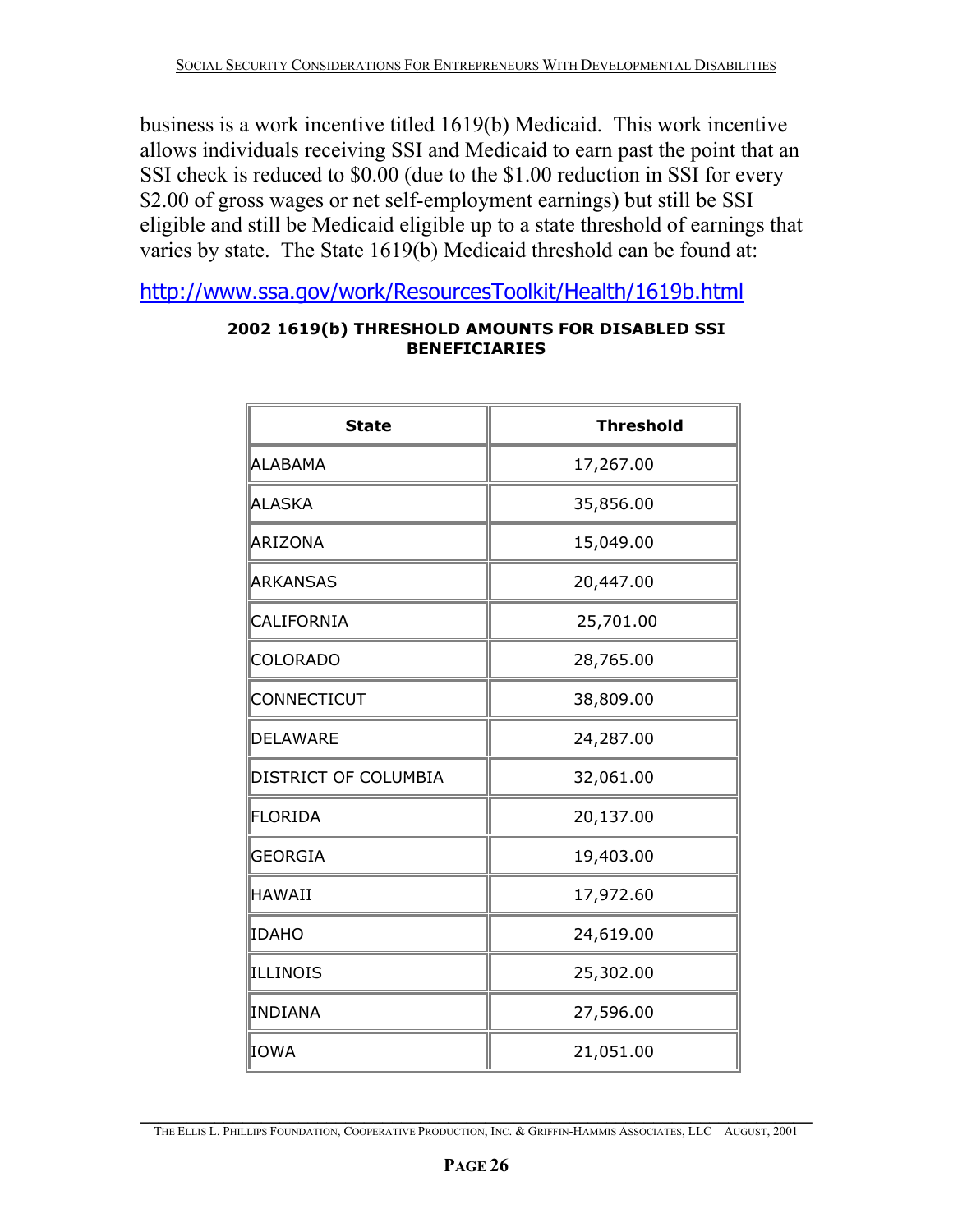business is a work incentive titled 1619(b) Medicaid. This work incentive allows individuals receiving SSI and Medicaid to earn past the point that an SSI check is reduced to $0.00 (due to the $1.00 reduction in SSI for every $2.00 of gross wages or net self-employment earnings) but still be SSI eligible and still be Medicaid eligible up to a state threshold of earnings that varies by state. The State 1619(b) Medicaid threshold can be found at:

http://www.ssa.gov/work/ResourcesToolkit/Health/1619b.html

**2002 1619(b) THRESHOLD AMOUNTS FOR DISABLED SSI BENEFICIARIES**

| State | Threshold |
|---|---|
| ALABAMA | 17,267.00 |
| ALASKA | 35,856.00 |
| ARIZONA | 15,049.00 |
| ARKANSAS | 20,447.00 |
| CALIFORNIA | 25,701.00 |
| COLORADO | 28,765.00 |
| CONNECTICUT | 38,809.00 |
| DELAWARE | 24,287.00 |
| DISTRICT OF COLUMBIA | 32,061.00 |
| FLORIDA | 20,137.00 |
| GEORGIA | 19,403.00 |
| HAWAII | 17,972.60 |
| IDAHO | 24,619.00 |
| ILLINOIS | 25,302.00 |
| INDIANA | 27,596.00 |
| IOWA | 21,051.00 |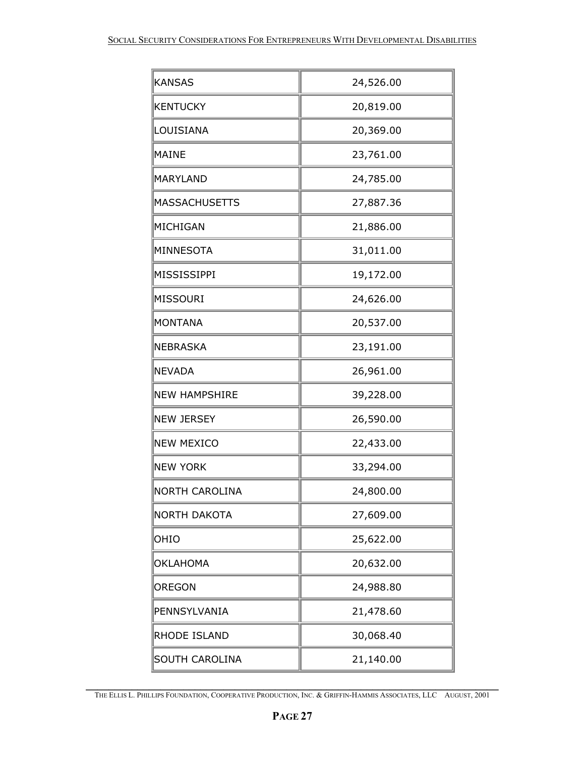| | |
|---|---|
| KANSAS | 24,526.00 |
| KENTUCKY | 20,819.00 |
| LOUISIANA | 20,369.00 |
| MAINE | 23,761.00 |
| MARYLAND | 24,785.00 |
| MASSACHUSETTS | 27,887.36 |
| MICHIGAN | 21,886.00 |
| MINNESOTA | 31,011.00 |
| MISSISSIPPI | 19,172.00 |
| MISSOURI | 24,626.00 |
| MONTANA | 20,537.00 |
| NEBRASKA | 23,191.00 |
| NEVADA | 26,961.00 |
| NEW HAMPSHIRE | 39,228.00 |
| NEW JERSEY | 26,590.00 |
| NEW MEXICO | 22,433.00 |
| NEW YORK | 33,294.00 |
| NORTH CAROLINA | 24,800.00 |
| NORTH DAKOTA | 27,609.00 |
| OHIO | 25,622.00 |
| OKLAHOMA | 20,632.00 |
| OREGON | 24,988.80 |
| PENNSYLVANIA | 21,478.60 |
| RHODE ISLAND | 30,068.40 |
| SOUTH CAROLINA | 21,140.00 |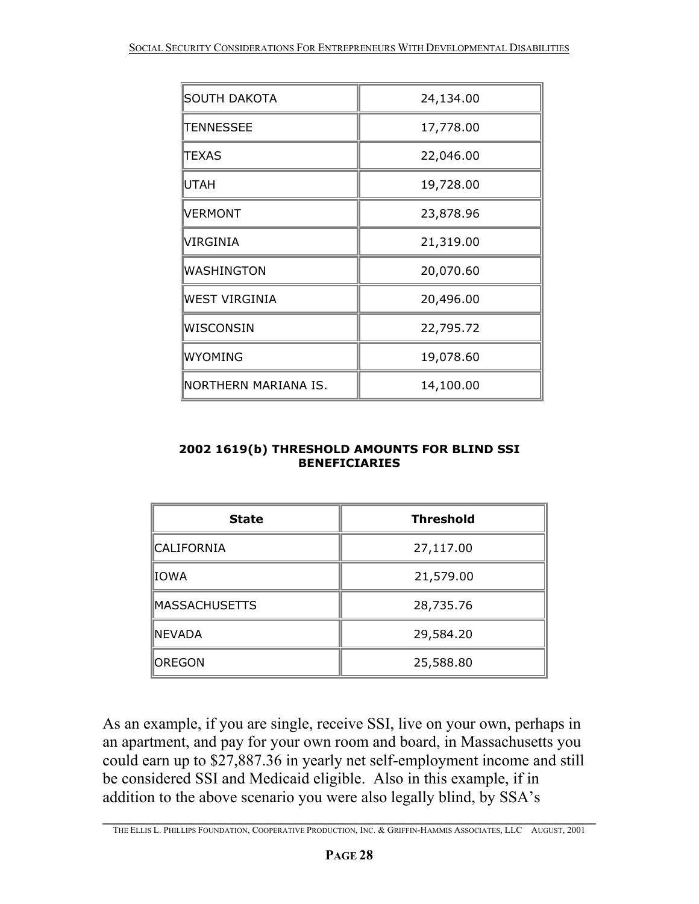| SOUTH DAKOTA | 24,134.00 |
|---|---|
| TENNESSEE | 17,778.00 |
| TEXAS | 22,046.00 |
| UTAH | 19,728.00 |
| VERMONT | 23,878.96 |
| VIRGINIA | 21,319.00 |
| WASHINGTON | 20,070.60 |
| WEST VIRGINIA | 20,496.00 |
| WISCONSIN | 22,795.72 |
| WYOMING | 19,078.60 |
| NORTHERN MARIANA IS. | 14,100.00 |

**2002 1619(b) THRESHOLD AMOUNTS FOR BLIND SSI BENEFICIARIES**

| State | Threshold |
|---|---|
| CALIFORNIA | 27,117.00 |
| IOWA | 21,579.00 |
| MASSACHUSETTS | 28,735.76 |
| NEVADA | 29,584.20 |
| OREGON | 25,588.80 |

As an example, if you are single, receive SSI, live on your own, perhaps in an apartment, and pay for your own room and board, in Massachusetts you could earn up to $27,887.36 in yearly net self-employment income and still be considered SSI and Medicaid eligible. Also in this example, if in addition to the above scenario you were also legally blind, by SSA's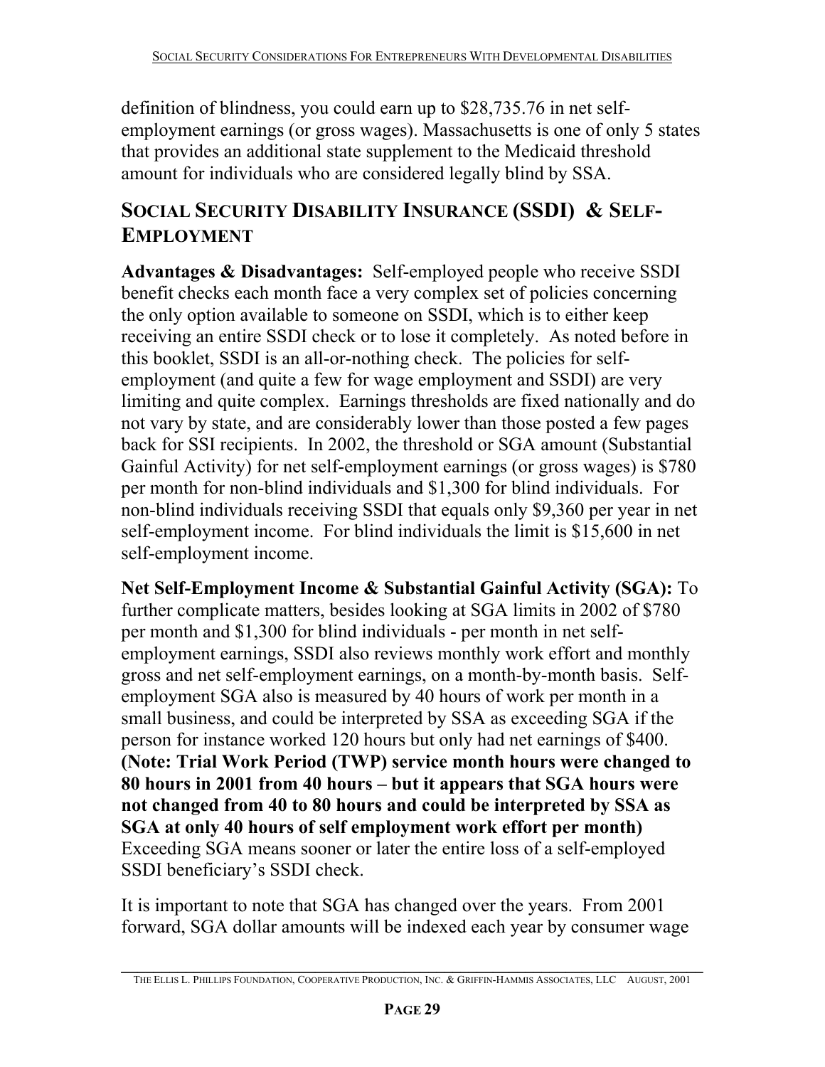definition of blindness, you could earn up to $28,735.76 in net self-employment earnings (or gross wages). Massachusetts is one of only 5 states that provides an additional state supplement to the Medicaid threshold amount for individuals who are considered legally blind by SSA.

## SOCIAL SECURITY DISABILITY INSURANCE (SSDI) & SELF-EMPLOYMENT

**Advantages & Disadvantages:** Self-employed people who receive SSDI benefit checks each month face a very complex set of policies concerning the only option available to someone on SSDI, which is to either keep receiving an entire SSDI check or to lose it completely. As noted before in this booklet, SSDI is an all-or-nothing check. The policies for self-employment (and quite a few for wage employment and SSDI) are very limiting and quite complex. Earnings thresholds are fixed nationally and do not vary by state, and are considerably lower than those posted a few pages back for SSI recipients. In 2002, the threshold or SGA amount (Substantial Gainful Activity) for net self-employment earnings (or gross wages) is $780 per month for non-blind individuals and $1,300 for blind individuals. For non-blind individuals receiving SSDI that equals only $9,360 per year in net self-employment income. For blind individuals the limit is $15,600 in net self-employment income.

**Net Self-Employment Income & Substantial Gainful Activity (SGA):** To further complicate matters, besides looking at SGA limits in 2002 of $780 per month and $1,300 for blind individuals - per month in net self-employment earnings, SSDI also reviews monthly work effort and monthly gross and net self-employment earnings, on a month-by-month basis. Self-employment SGA also is measured by 40 hours of work per month in a small business, and could be interpreted by SSA as exceeding SGA if the person for instance worked 120 hours but only had net earnings of $400. **(Note: Trial Work Period (TWP) service month hours were changed to 80 hours in 2001 from 40 hours – but it appears that SGA hours were not changed from 40 to 80 hours and could be interpreted by SSA as SGA at only 40 hours of self employment work effort per month)** Exceeding SGA means sooner or later the entire loss of a self-employed SSDI beneficiary's SSDI check.

It is important to note that SGA has changed over the years. From 2001 forward, SGA dollar amounts will be indexed each year by consumer wage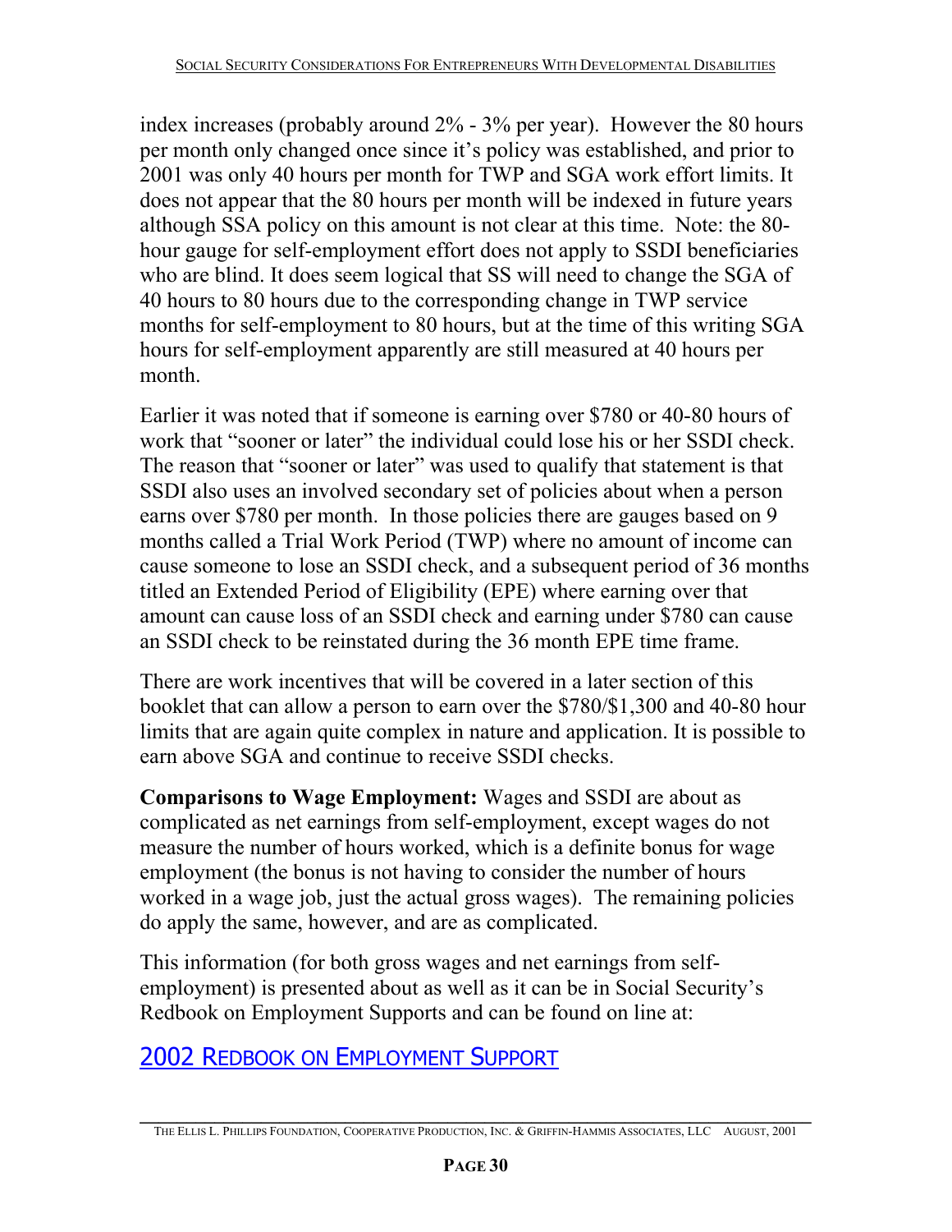index increases (probably around 2% - 3% per year). However the 80 hours per month only changed once since it's policy was established, and prior to 2001 was only 40 hours per month for TWP and SGA work effort limits. It does not appear that the 80 hours per month will be indexed in future years although SSA policy on this amount is not clear at this time. Note: the 80-hour gauge for self-employment effort does not apply to SSDI beneficiaries who are blind. It does seem logical that SS will need to change the SGA of 40 hours to 80 hours due to the corresponding change in TWP service months for self-employment to 80 hours, but at the time of this writing SGA hours for self-employment apparently are still measured at 40 hours per month.

Earlier it was noted that if someone is earning over $780 or 40-80 hours of work that "sooner or later" the individual could lose his or her SSDI check. The reason that "sooner or later" was used to qualify that statement is that SSDI also uses an involved secondary set of policies about when a person earns over $780 per month. In those policies there are gauges based on 9 months called a Trial Work Period (TWP) where no amount of income can cause someone to lose an SSDI check, and a subsequent period of 36 months titled an Extended Period of Eligibility (EPE) where earning over that amount can cause loss of an SSDI check and earning under $780 can cause an SSDI check to be reinstated during the 36 month EPE time frame.

There are work incentives that will be covered in a later section of this booklet that can allow a person to earn over the $780/$1,300 and 40-80 hour limits that are again quite complex in nature and application. It is possible to earn above SGA and continue to receive SSDI checks.

**Comparisons to Wage Employment:** Wages and SSDI are about as complicated as net earnings from self-employment, except wages do not measure the number of hours worked, which is a definite bonus for wage employment (the bonus is not having to consider the number of hours worked in a wage job, just the actual gross wages). The remaining policies do apply the same, however, and are as complicated.

This information (for both gross wages and net earnings from self-employment) is presented about as well as it can be in Social Security's Redbook on Employment Supports and can be found on line at:

2002 REDBOOK ON EMPLOYMENT SUPPORT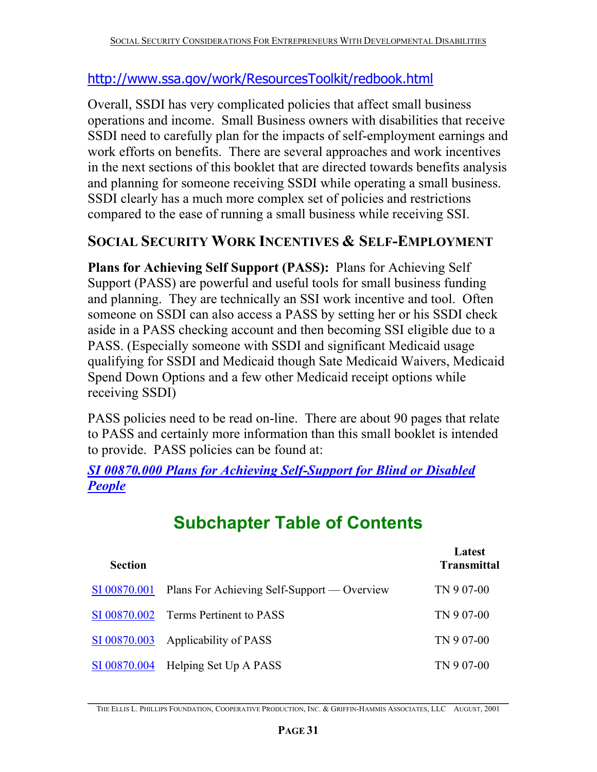http://www.ssa.gov/work/ResourcesToolkit/redbook.html

Overall, SSDI has very complicated policies that affect small business operations and income. Small Business owners with disabilities that receive SSDI need to carefully plan for the impacts of self-employment earnings and work efforts on benefits. There are several approaches and work incentives in the next sections of this booklet that are directed towards benefits analysis and planning for someone receiving SSDI while operating a small business. SSDI clearly has a much more complex set of policies and restrictions compared to the ease of running a small business while receiving SSI.

## SOCIAL SECURITY WORK INCENTIVES & SELF-EMPLOYMENT

**Plans for Achieving Self Support (PASS):** Plans for Achieving Self Support (PASS) are powerful and useful tools for small business funding and planning. They are technically an SSI work incentive and tool. Often someone on SSDI can also access a PASS by setting her or his SSDI check aside in a PASS checking account and then becoming SSI eligible due to a PASS. (Especially someone with SSDI and significant Medicaid usage qualifying for SSDI and Medicaid though Sate Medicaid Waivers, Medicaid Spend Down Options and a few other Medicaid receipt options while receiving SSDI)

PASS policies need to be read on-line. There are about 90 pages that relate to PASS and certainly more information than this small booklet is intended to provide. PASS policies can be found at:

***SI 00870.000 Plans for Achieving Self-Support for Blind or Disabled People***

## Subchapter Table of Contents

| Section | | Latest Transmittal |
|---|---|---|
| SI 00870.001 | Plans For Achieving Self-Support — Overview | TN 9 07-00 |
| SI 00870.002 | Terms Pertinent to PASS | TN 9 07-00 |
| SI 00870.003 | Applicability of PASS | TN 9 07-00 |
| SI 00870.004 | Helping Set Up A PASS | TN 9 07-00 |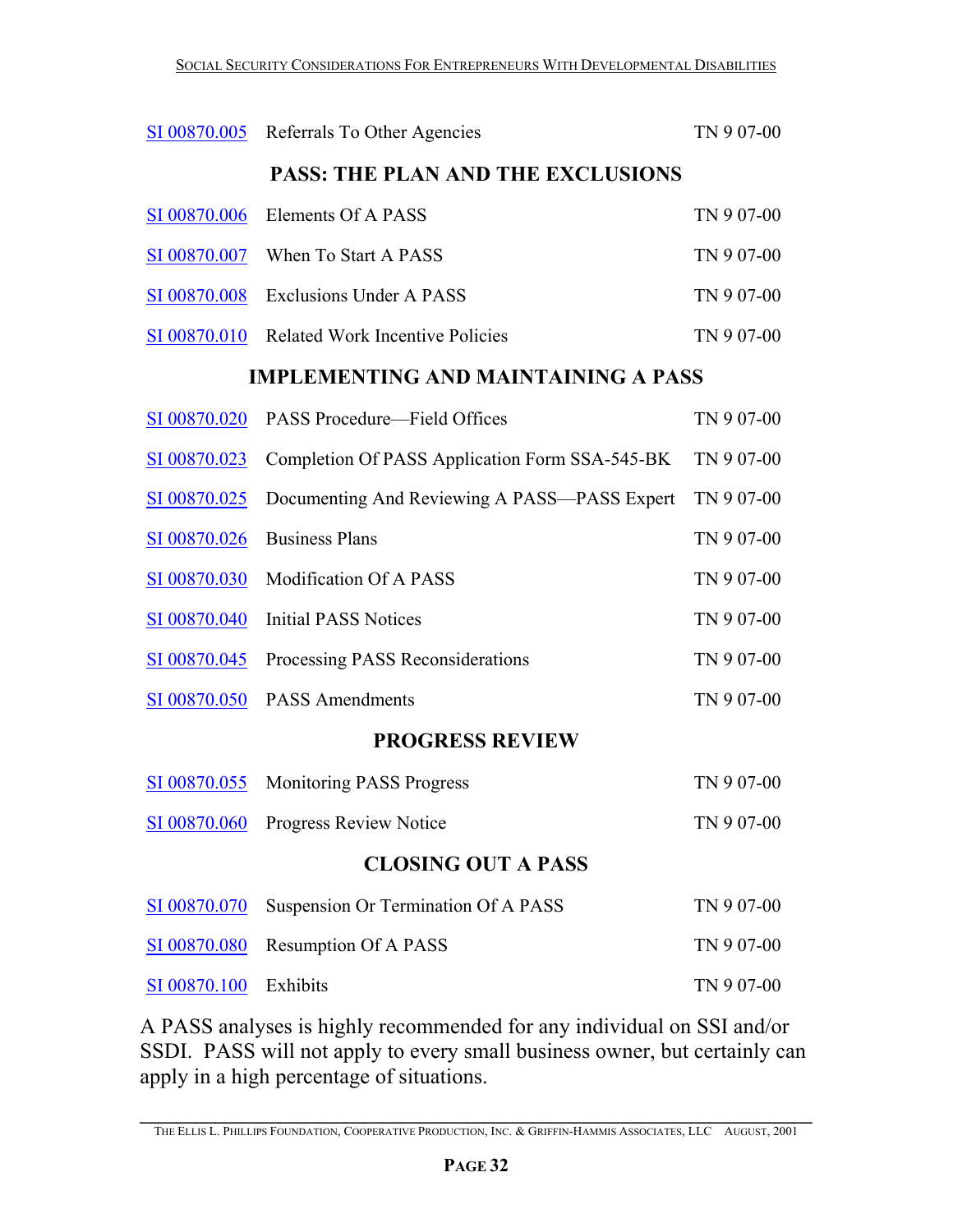| | | |
|---|---|---|
| SI 00870.005 | Referrals To Other Agencies | TN 9 07-00 |

**PASS: THE PLAN AND THE EXCLUSIONS**

| | | |
|---|---|---|
| SI 00870.006 | Elements Of A PASS | TN 9 07-00 |
| SI 00870.007 | When To Start A PASS | TN 9 07-00 |
| SI 00870.008 | Exclusions Under A PASS | TN 9 07-00 |
| SI 00870.010 | Related Work Incentive Policies | TN 9 07-00 |

**IMPLEMENTING AND MAINTAINING A PASS**

| | | |
|---|---|---|
| SI 00870.020 | PASS Procedure—Field Offices | TN 9 07-00 |
| SI 00870.023 | Completion Of PASS Application Form SSA-545-BK | TN 9 07-00 |
| SI 00870.025 | Documenting And Reviewing A PASS—PASS Expert | TN 9 07-00 |
| SI 00870.026 | Business Plans | TN 9 07-00 |
| SI 00870.030 | Modification Of A PASS | TN 9 07-00 |
| SI 00870.040 | Initial PASS Notices | TN 9 07-00 |
| SI 00870.045 | Processing PASS Reconsiderations | TN 9 07-00 |
| SI 00870.050 | PASS Amendments | TN 9 07-00 |

**PROGRESS REVIEW**

| | | |
|---|---|---|
| SI 00870.055 | Monitoring PASS Progress | TN 9 07-00 |
| SI 00870.060 | Progress Review Notice | TN 9 07-00 |

**CLOSING OUT A PASS**

| | | |
|---|---|---|
| SI 00870.070 | Suspension Or Termination Of A PASS | TN 9 07-00 |
| SI 00870.080 | Resumption Of A PASS | TN 9 07-00 |
| SI 00870.100 | Exhibits | TN 9 07-00 |

A PASS analyses is highly recommended for any individual on SSI and/or SSDI. PASS will not apply to every small business owner, but certainly can apply in a high percentage of situations.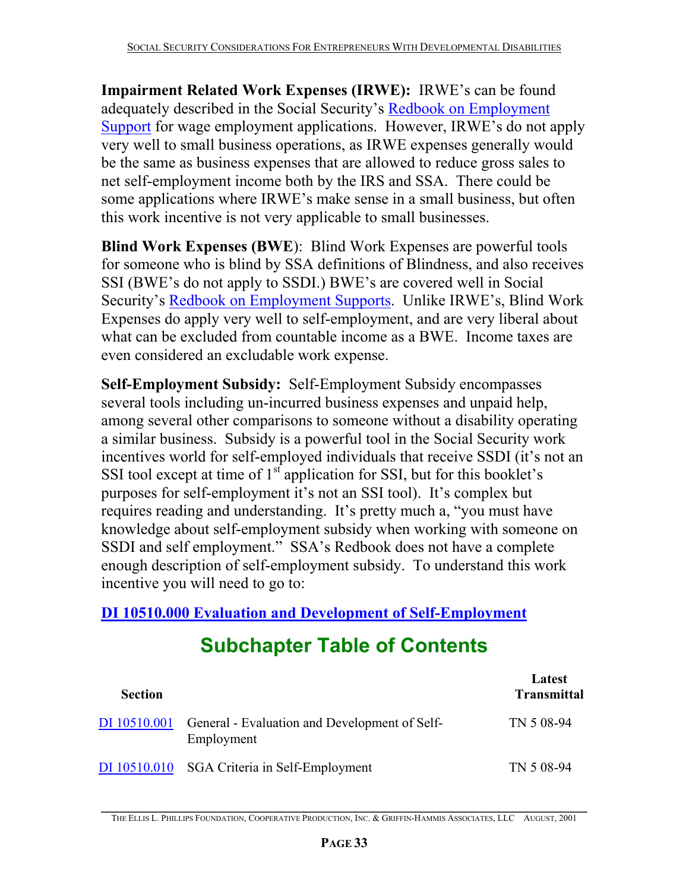**Impairment Related Work Expenses (IRWE):** IRWE's can be found adequately described in the Social Security's Redbook on Employment Support for wage employment applications. However, IRWE's do not apply very well to small business operations, as IRWE expenses generally would be the same as business expenses that are allowed to reduce gross sales to net self-employment income both by the IRS and SSA. There could be some applications where IRWE's make sense in a small business, but often this work incentive is not very applicable to small businesses.

**Blind Work Expenses (BWE**): Blind Work Expenses are powerful tools for someone who is blind by SSA definitions of Blindness, and also receives SSI (BWE's do not apply to SSDI.) BWE's are covered well in Social Security's Redbook on Employment Supports. Unlike IRWE's, Blind Work Expenses do apply very well to self-employment, and are very liberal about what can be excluded from countable income as a BWE. Income taxes are even considered an excludable work expense.

**Self-Employment Subsidy:** Self-Employment Subsidy encompasses several tools including un-incurred business expenses and unpaid help, among several other comparisons to someone without a disability operating a similar business. Subsidy is a powerful tool in the Social Security work incentives world for self-employed individuals that receive SSDI (it's not an SSI tool except at time of 1st application for SSI, but for this booklet's purposes for self-employment it's not an SSI tool). It's complex but requires reading and understanding. It's pretty much a, "you must have knowledge about self-employment subsidy when working with someone on SSDI and self employment." SSA's Redbook does not have a complete enough description of self-employment subsidy. To understand this work incentive you will need to go to:

**DI 10510.000 Evaluation and Development of Self-Employment**

## Subchapter Table of Contents

| Section | | Latest Transmittal |
|---|---|---|
| DI 10510.001 | General - Evaluation and Development of Self-Employment | TN 5 08-94 |
| DI 10510.010 | SGA Criteria in Self-Employment | TN 5 08-94 |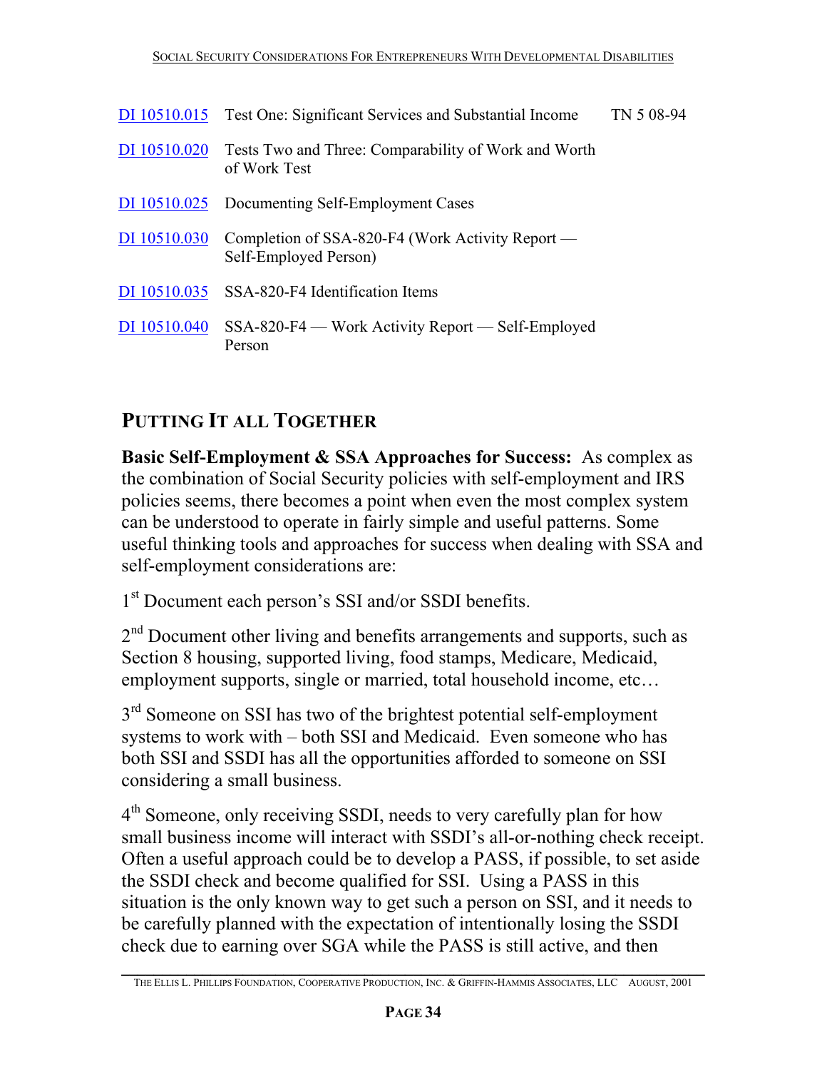| | | |
|---|---|---|
| DI 10510.015 | Test One: Significant Services and Substantial Income | TN 5 08-94 |
| DI 10510.020 | Tests Two and Three: Comparability of Work and Worth of Work Test | |
| DI 10510.025 | Documenting Self-Employment Cases | |
| DI 10510.030 | Completion of SSA-820-F4 (Work Activity Report — Self-Employed Person) | |
| DI 10510.035 | SSA-820-F4 Identification Items | |
| DI 10510.040 | SSA-820-F4 — Work Activity Report — Self-Employed Person | |

## PUTTING IT ALL TOGETHER

**Basic Self-Employment & SSA Approaches for Success:** As complex as the combination of Social Security policies with self-employment and IRS policies seems, there becomes a point when even the most complex system can be understood to operate in fairly simple and useful patterns. Some useful thinking tools and approaches for success when dealing with SSA and self-employment considerations are:

1st Document each person's SSI and/or SSDI benefits.

2nd Document other living and benefits arrangements and supports, such as Section 8 housing, supported living, food stamps, Medicare, Medicaid, employment supports, single or married, total household income, etc…

3rd Someone on SSI has two of the brightest potential self-employment systems to work with – both SSI and Medicaid. Even someone who has both SSI and SSDI has all the opportunities afforded to someone on SSI considering a small business.

4th Someone, only receiving SSDI, needs to very carefully plan for how small business income will interact with SSDI's all-or-nothing check receipt. Often a useful approach could be to develop a PASS, if possible, to set aside the SSDI check and become qualified for SSI. Using a PASS in this situation is the only known way to get such a person on SSI, and it needs to be carefully planned with the expectation of intentionally losing the SSDI check due to earning over SGA while the PASS is still active, and then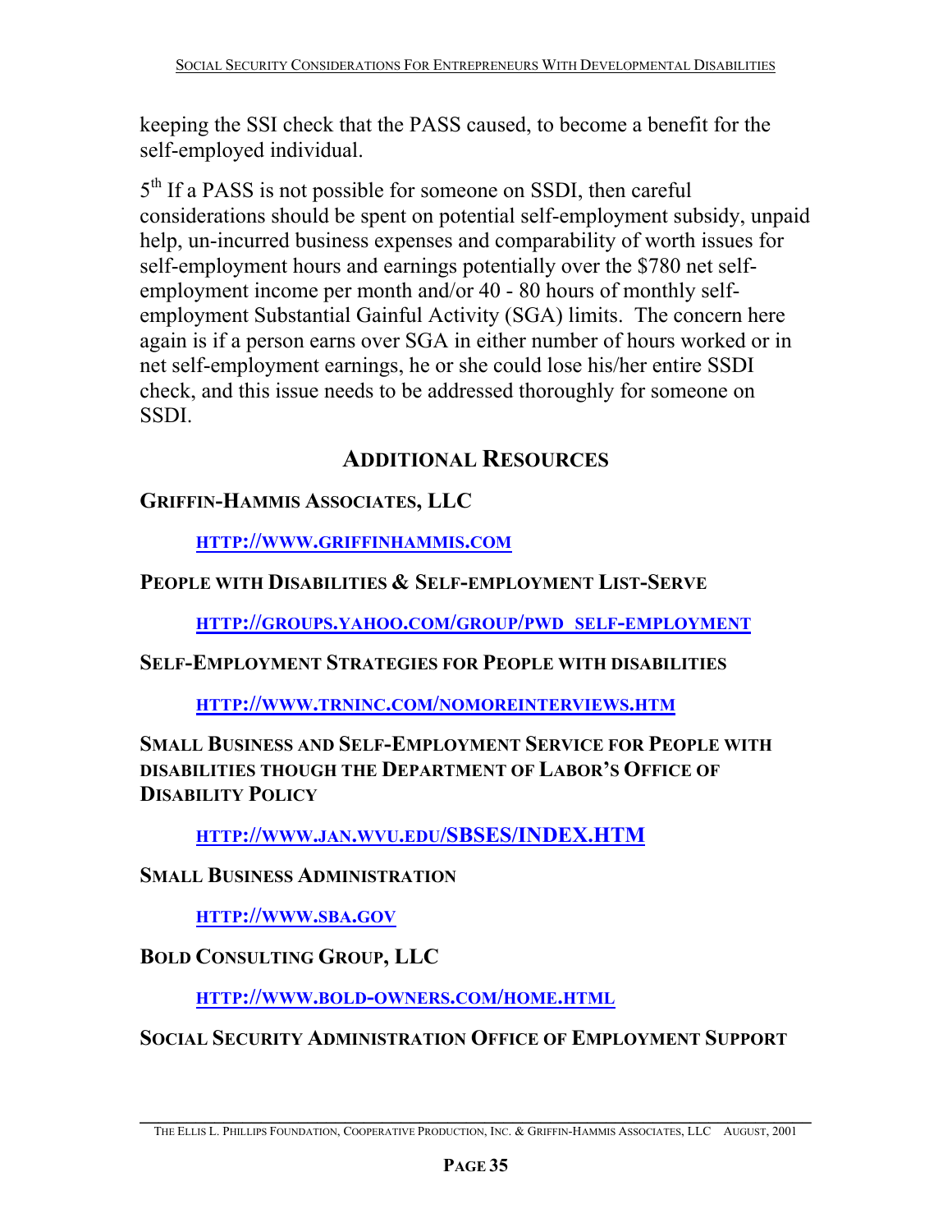keeping the SSI check that the PASS caused, to become a benefit for the self-employed individual.

5th If a PASS is not possible for someone on SSDI, then careful considerations should be spent on potential self-employment subsidy, unpaid help, un-incurred business expenses and comparability of worth issues for self-employment hours and earnings potentially over the $780 net self-employment income per month and/or 40 - 80 hours of monthly self-employment Substantial Gainful Activity (SGA) limits. The concern here again is if a person earns over SGA in either number of hours worked or in net self-employment earnings, he or she could lose his/her entire SSDI check, and this issue needs to be addressed thoroughly for someone on SSDI.

## ADDITIONAL RESOURCES

**GRIFFIN-HAMMIS ASSOCIATES, LLC**

HTTP://WWW.GRIFFINHAMMIS.COM

**PEOPLE WITH DISABILITIES & SELF-EMPLOYMENT LIST-SERVE**

HTTP://GROUPS.YAHOO.COM/GROUP/PWD_SELF-EMPLOYMENT

**SELF-EMPLOYMENT STRATEGIES FOR PEOPLE WITH DISABILITIES**

HTTP://WWW.TRNINC.COM/NOMOREINTERVIEWS.HTM

**SMALL BUSINESS AND SELF-EMPLOYMENT SERVICE FOR PEOPLE WITH DISABILITIES THOUGH THE DEPARTMENT OF LABOR'S OFFICE OF DISABILITY POLICY**

HTTP://WWW.JAN.WVU.EDU/SBSES/INDEX.HTM

**SMALL BUSINESS ADMINISTRATION**

HTTP://WWW.SBA.GOV

**BOLD CONSULTING GROUP, LLC**

HTTP://WWW.BOLD-OWNERS.COM/HOME.HTML

**SOCIAL SECURITY ADMINISTRATION OFFICE OF EMPLOYMENT SUPPORT**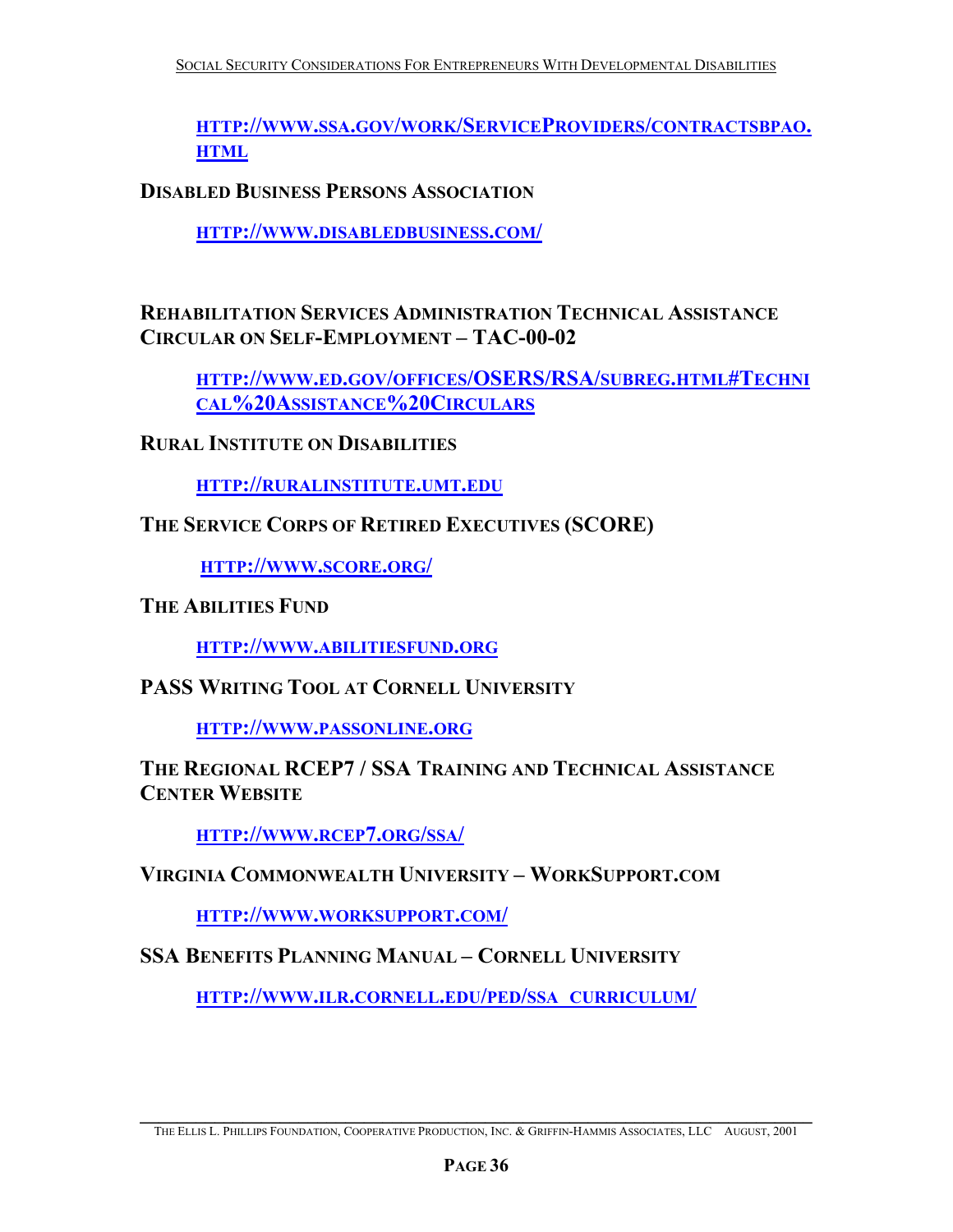HTTP://WWW.SSA.GOV/WORK/SERVICEPROVIDERS/CONTRACTSBPAO.HTML

**DISABLED BUSINESS PERSONS ASSOCIATION**

HTTP://WWW.DISABLEDBUSINESS.COM/

**REHABILITATION SERVICES ADMINISTRATION TECHNICAL ASSISTANCE CIRCULAR ON SELF-EMPLOYMENT – TAC-00-02**

HTTP://WWW.ED.GOV/OFFICES/OSERS/RSA/SUBREG.HTML#TECHNICAL%20ASSISTANCE%20CIRCULARS

**RURAL INSTITUTE ON DISABILITIES**

HTTP://RURALINSTITUTE.UMT.EDU

**THE SERVICE CORPS OF RETIRED EXECUTIVES (SCORE)**

HTTP://WWW.SCORE.ORG/

**THE ABILITIES FUND**

HTTP://WWW.ABILITIESFUND.ORG

**PASS WRITING TOOL AT CORNELL UNIVERSITY**

HTTP://WWW.PASSONLINE.ORG

**THE REGIONAL RCEP7 / SSA TRAINING AND TECHNICAL ASSISTANCE CENTER WEBSITE**

HTTP://WWW.RCEP7.ORG/SSA/

**VIRGINIA COMMONWEALTH UNIVERSITY – WORKSUPPORT.COM**

HTTP://WWW.WORKSUPPORT.COM/

**SSA BENEFITS PLANNING MANUAL – CORNELL UNIVERSITY**

HTTP://WWW.ILR.CORNELL.EDU/PED/SSA_CURRICULUM/